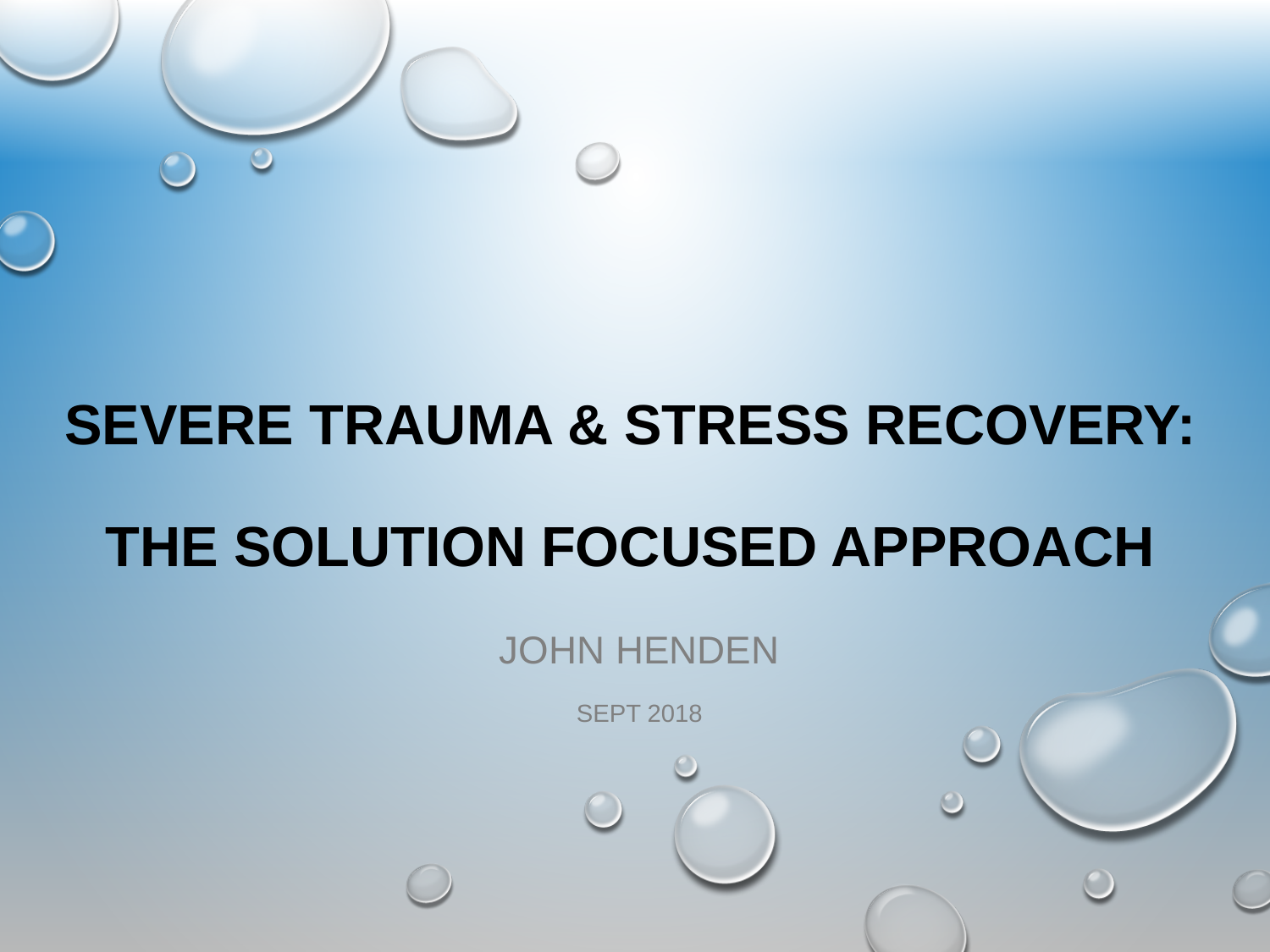# SEVERE TRAUMA & STRESS RECOVERY:

# THE SOLUTION FOCUSED APPROACH

JOHN HENDEN

SEPT 2018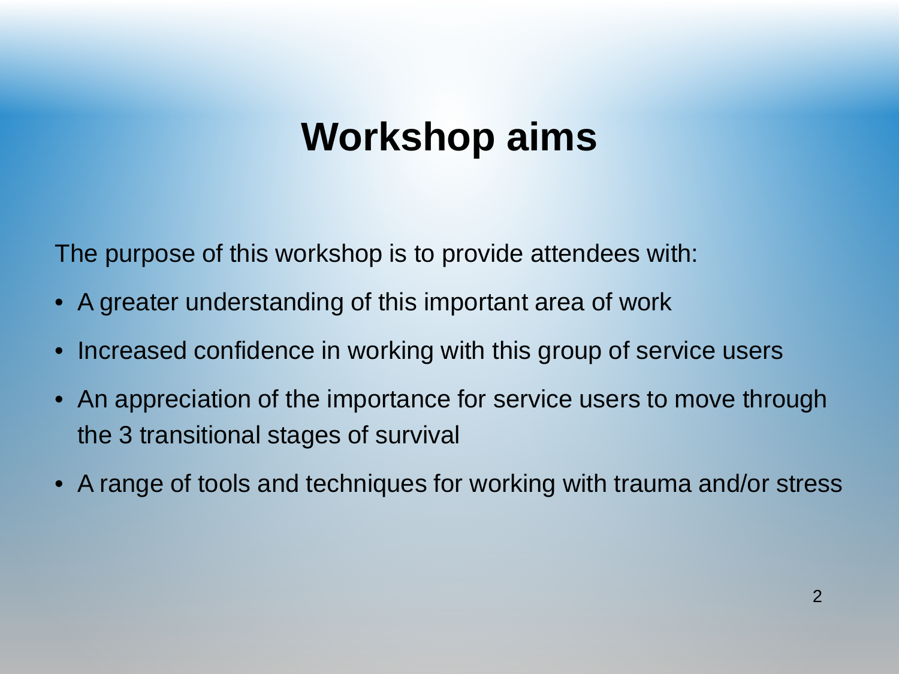# Workshop aims

The purpose of this workshop is to provide attendees with:

- A greater understanding of this important area of work
- Increased confidence in working with this group of service users
- An appreciation of the importance for service users to move through the 3 transitional stages of survival
- A range of tools and techniques for working with trauma and/or stress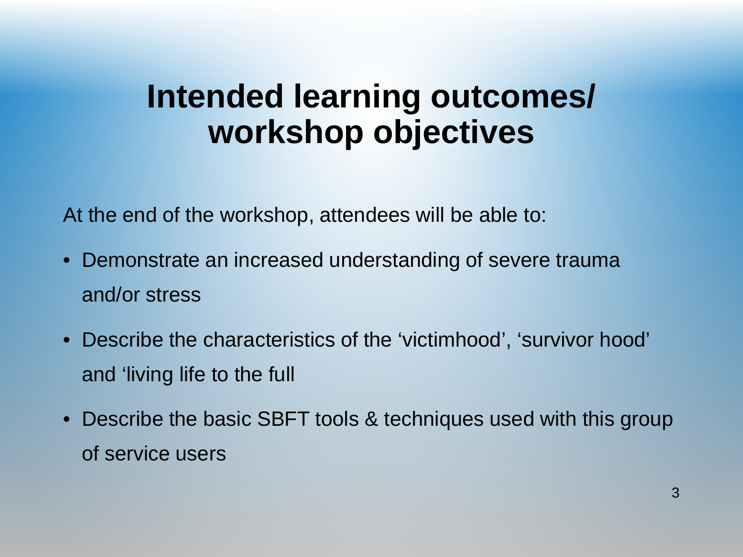# Intended learning outcomes/ workshop objectives

At the end of the workshop, attendees will be able to:

- Demonstrate an increased understanding of severe trauma and/or stress
- Describe the characteristics of the 'victimhood', 'survivor hood' and 'living life to the full
- Describe the basic SBFT tools & techniques used with this group of service users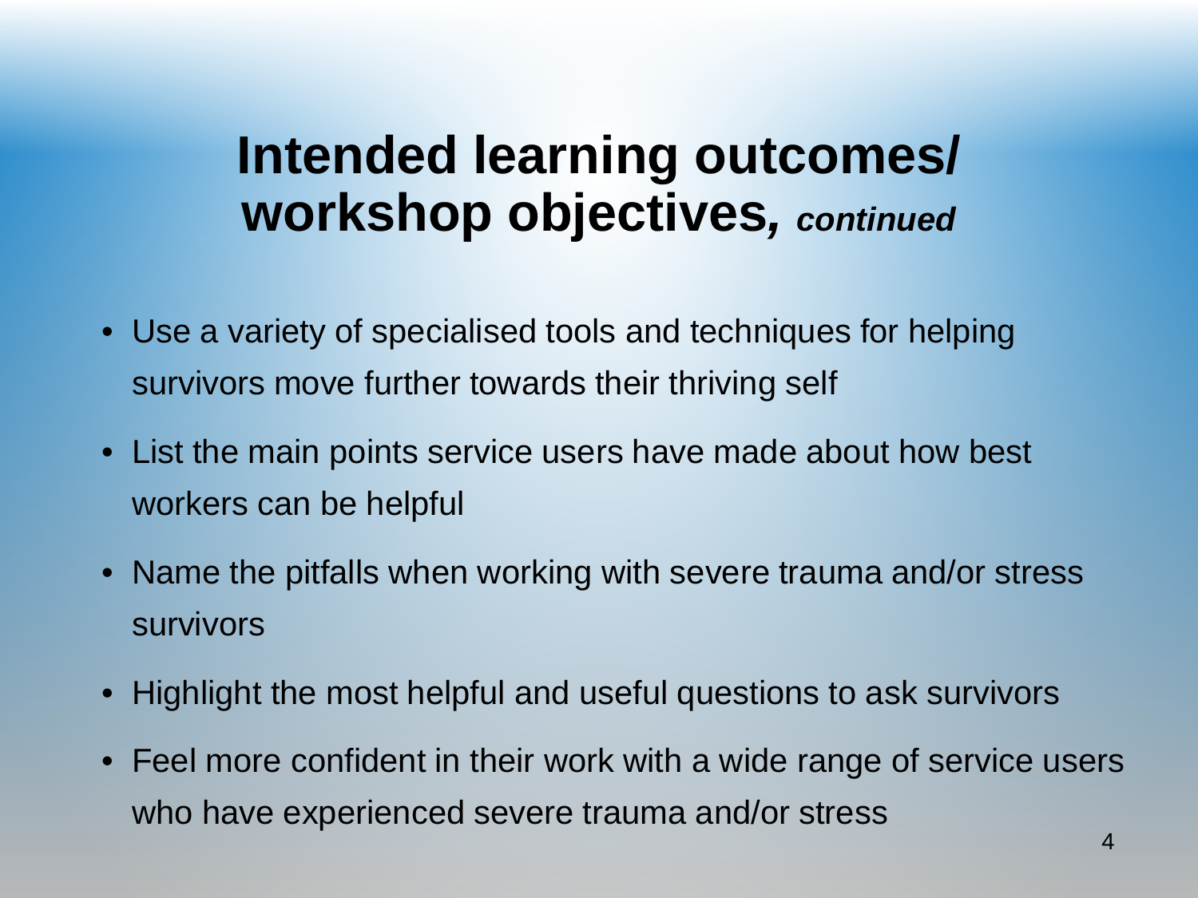# Intended learning outcomes/ workshop objectives, *continued*

- Use a variety of specialised tools and techniques for helping survivors move further towards their thriving self
- List the main points service users have made about how best workers can be helpful
- Name the pitfalls when working with severe trauma and/or stress survivors
- Highlight the most helpful and useful questions to ask survivors
- Feel more confident in their work with a wide range of service users who have experienced severe trauma and/or stress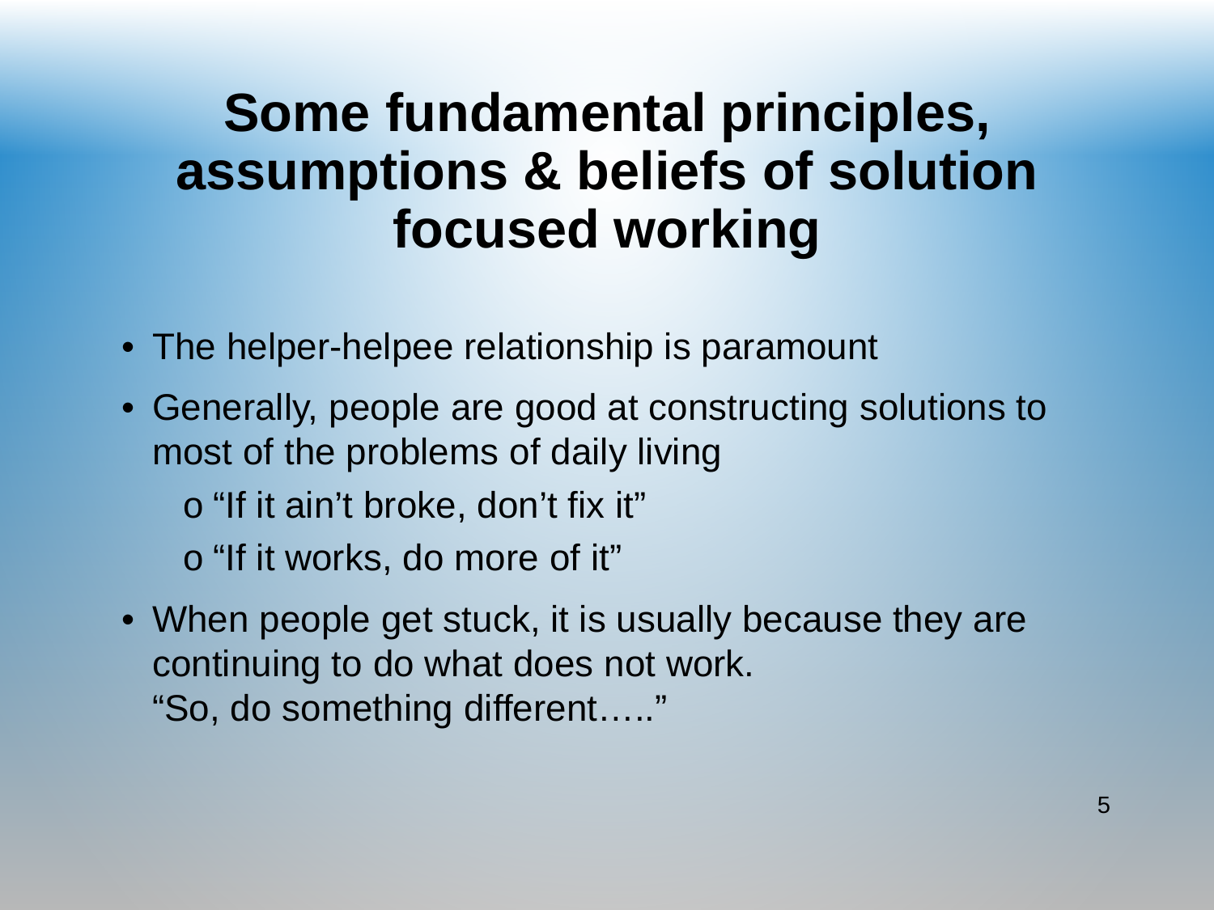# Some fundamental principles, assumptions & beliefs of solution focused working

- The helper-helpee relationship is paramount
- Generally, people are good at constructing solutions to most of the problems of daily living
  - "If it ain't broke, don't fix it"
  - "If it works, do more of it"
- When people get stuck, it is usually because they are continuing to do what does not work.
  "So, do something different….."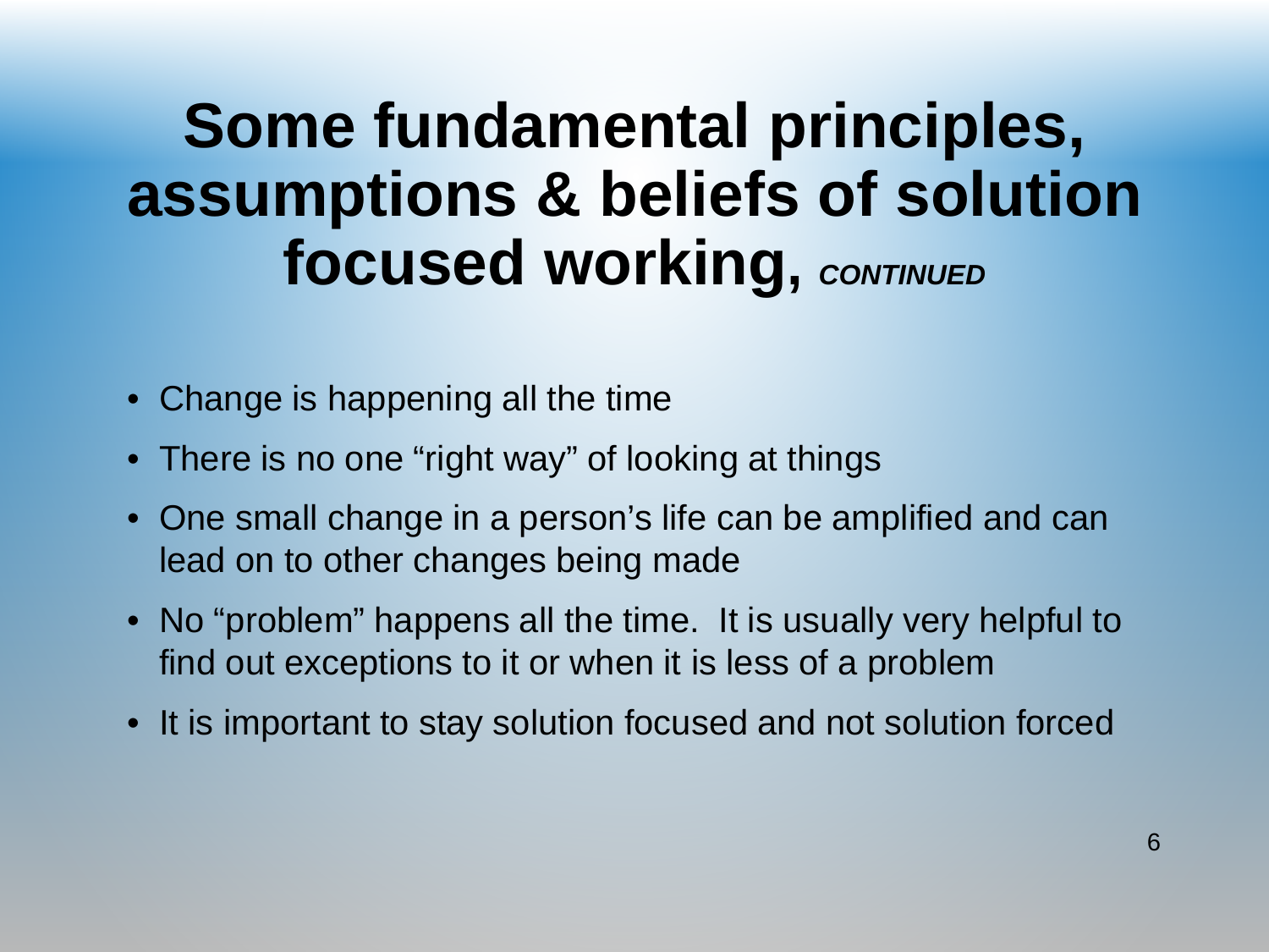# Some fundamental principles, assumptions & beliefs of solution focused working, *CONTINUED*

- Change is happening all the time
- There is no one "right way" of looking at things
- One small change in a person's life can be amplified and can lead on to other changes being made
- No "problem" happens all the time. It is usually very helpful to find out exceptions to it or when it is less of a problem
- It is important to stay solution focused and not solution forced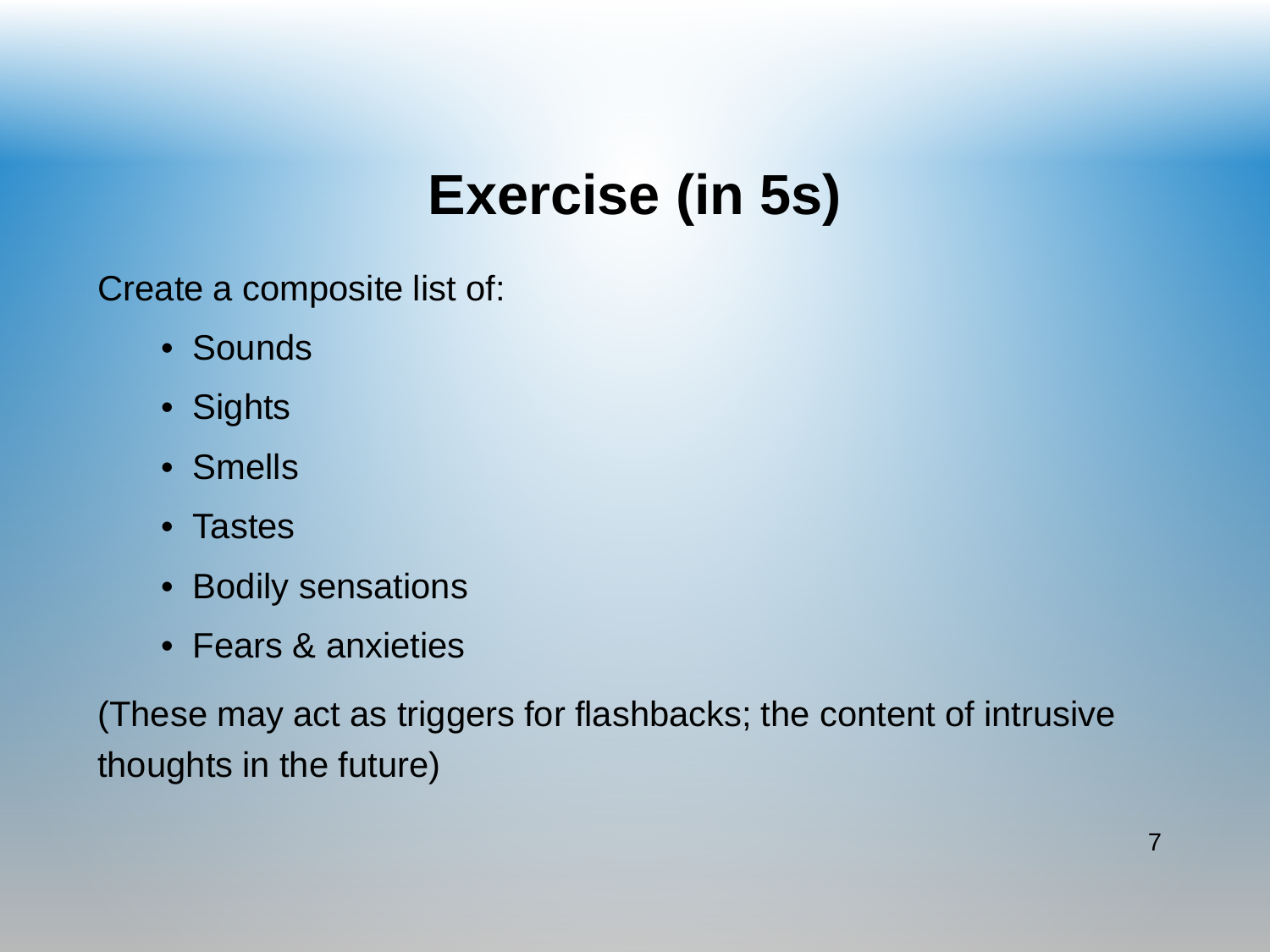# Exercise (in 5s)

Create a composite list of:

- Sounds
- Sights
- Smells
- Tastes
- Bodily sensations
- Fears & anxieties

(These may act as triggers for flashbacks; the content of intrusive thoughts in the future)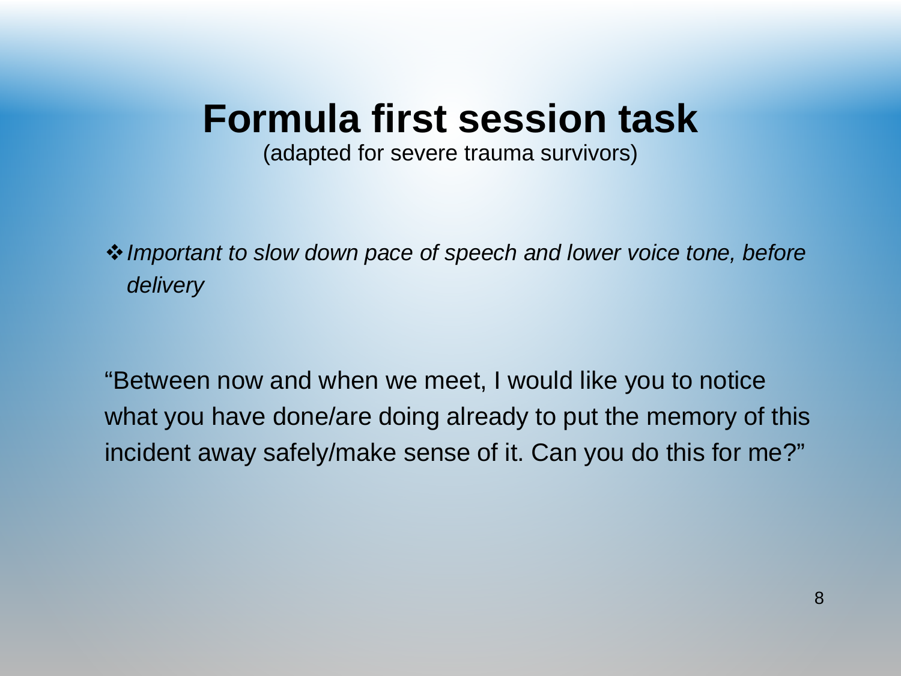# Formula first session task

(adapted for severe trauma survivors)

- ❖ *Important to slow down pace of speech and lower voice tone, before delivery*

"Between now and when we meet, I would like you to notice what you have done/are doing already to put the memory of this incident away safely/make sense of it. Can you do this for me?"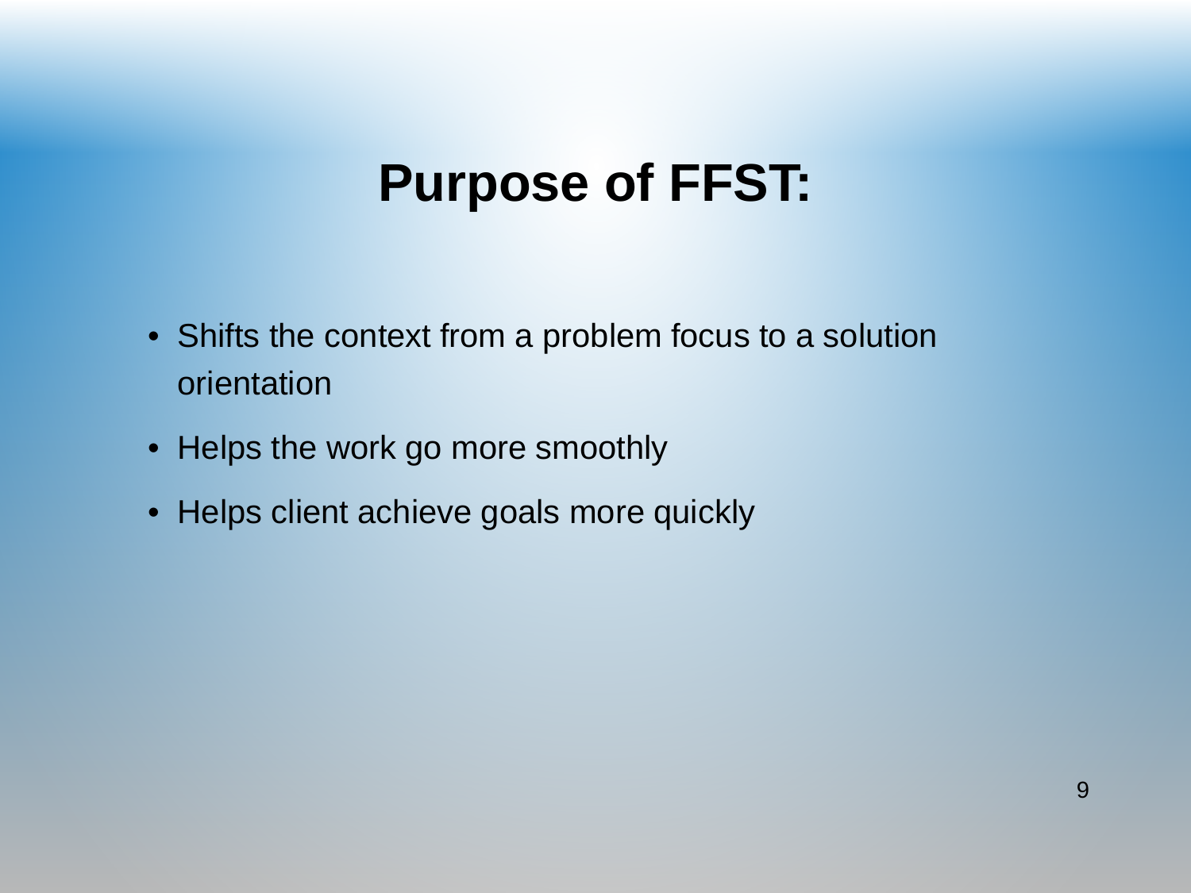# Purpose of FFST:

- Shifts the context from a problem focus to a solution orientation
- Helps the work go more smoothly
- Helps client achieve goals more quickly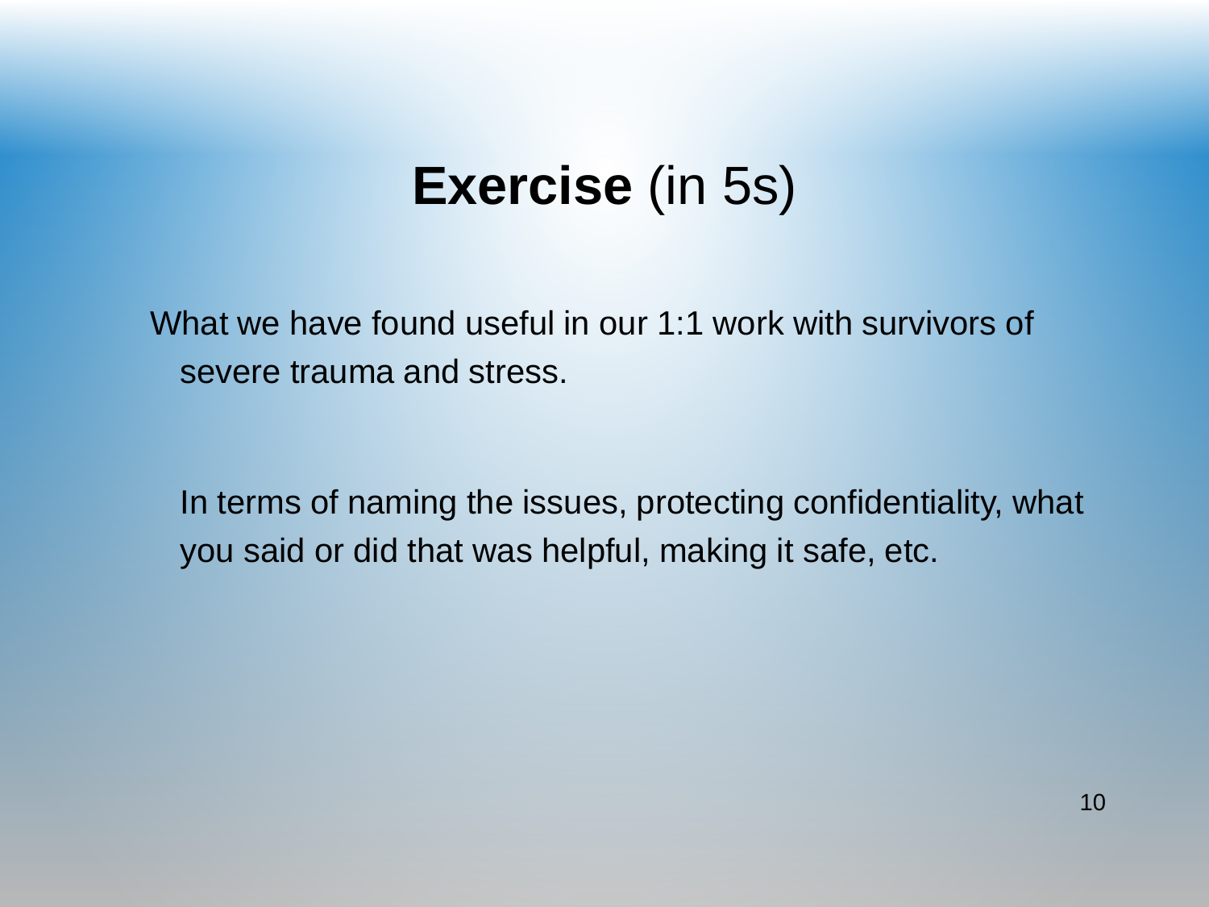# **Exercise** (in 5s)

What we have found useful in our 1:1 work with survivors of severe trauma and stress.

In terms of naming the issues, protecting confidentiality, what you said or did that was helpful, making it safe, etc.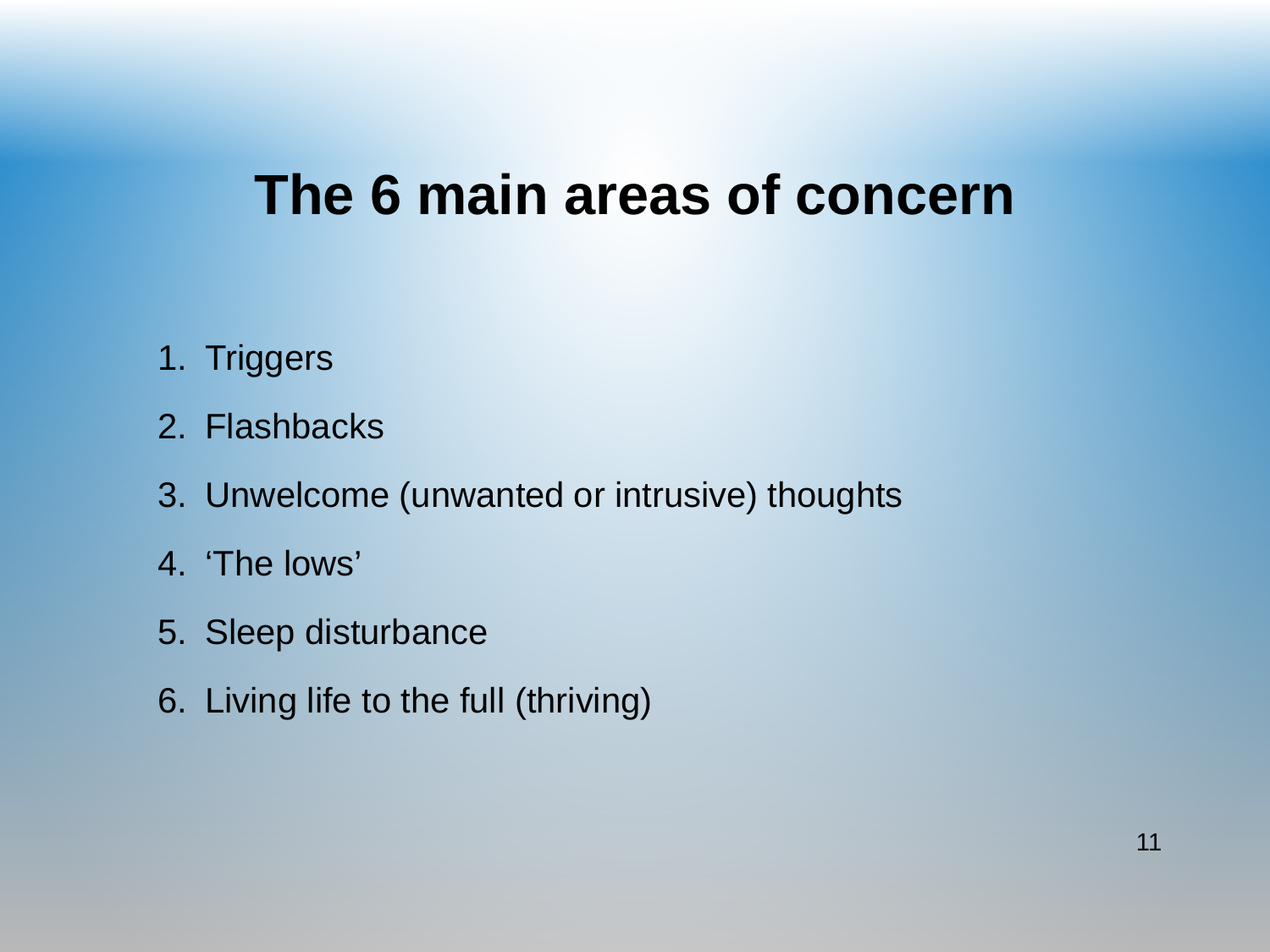# The 6 main areas of concern

1. Triggers
2. Flashbacks
3. Unwelcome (unwanted or intrusive) thoughts
4. 'The lows'
5. Sleep disturbance
6. Living life to the full (thriving)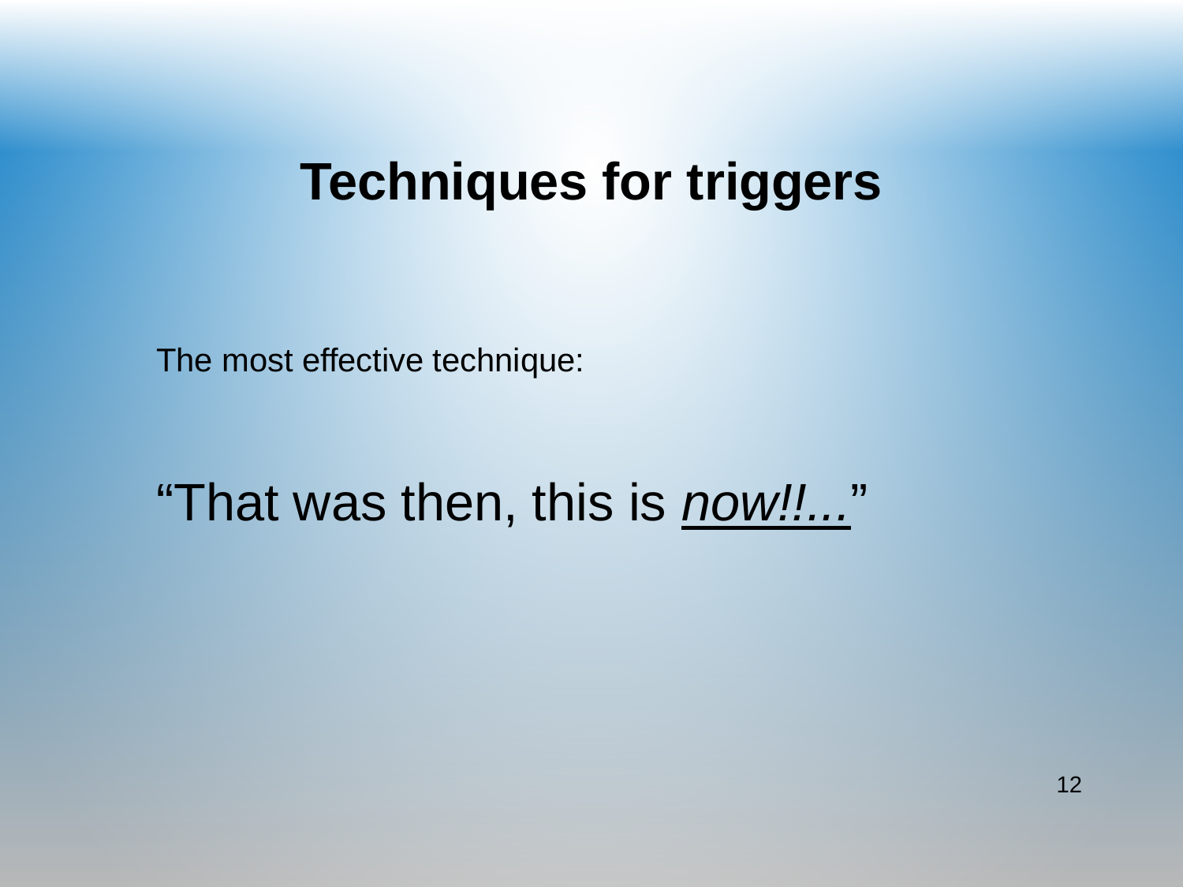# Techniques for triggers

The most effective technique:

“That was then, this is *<u>now!!...</u>*”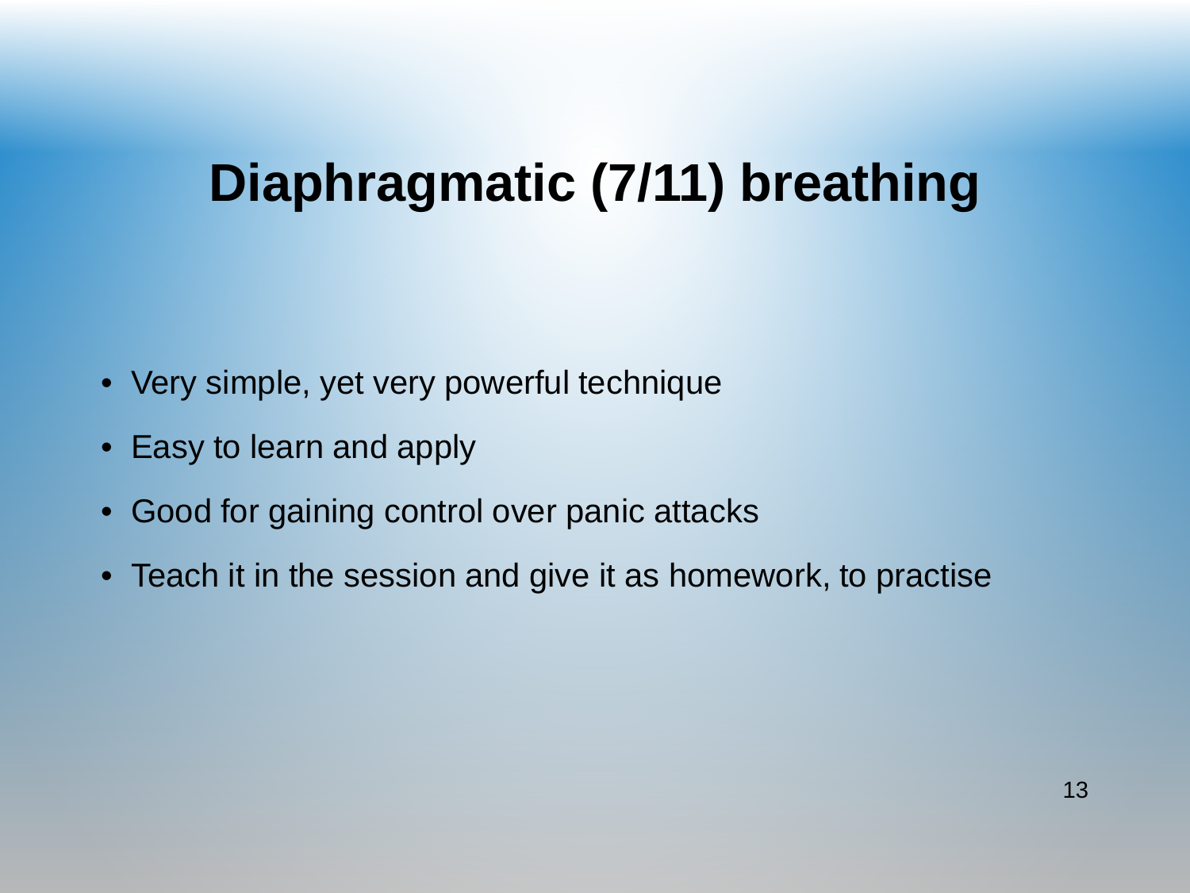# Diaphragmatic (7/11) breathing

- Very simple, yet very powerful technique
- Easy to learn and apply
- Good for gaining control over panic attacks
- Teach it in the session and give it as homework, to practise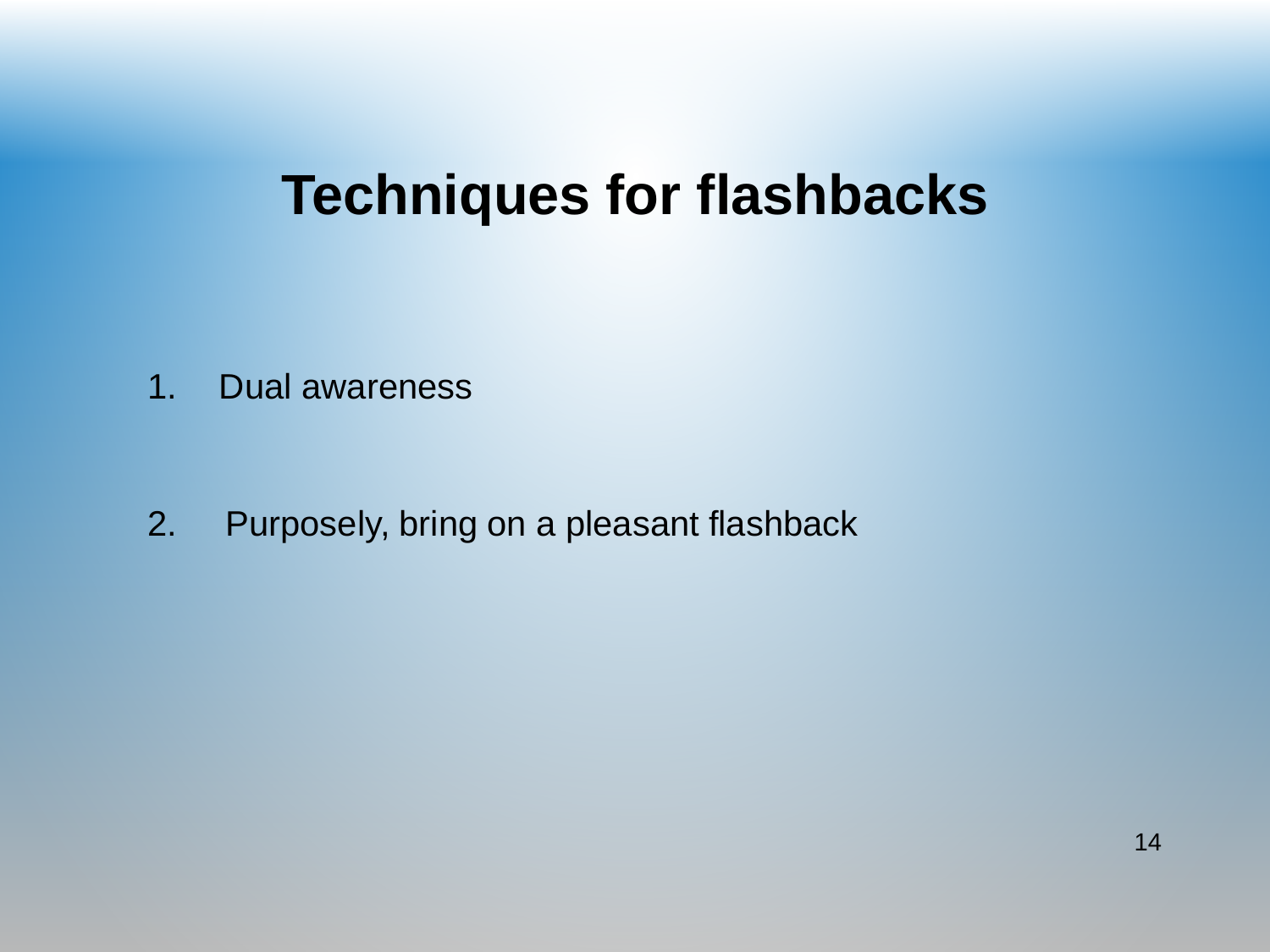# Techniques for flashbacks

1. Dual awareness

2. Purposely, bring on a pleasant flashback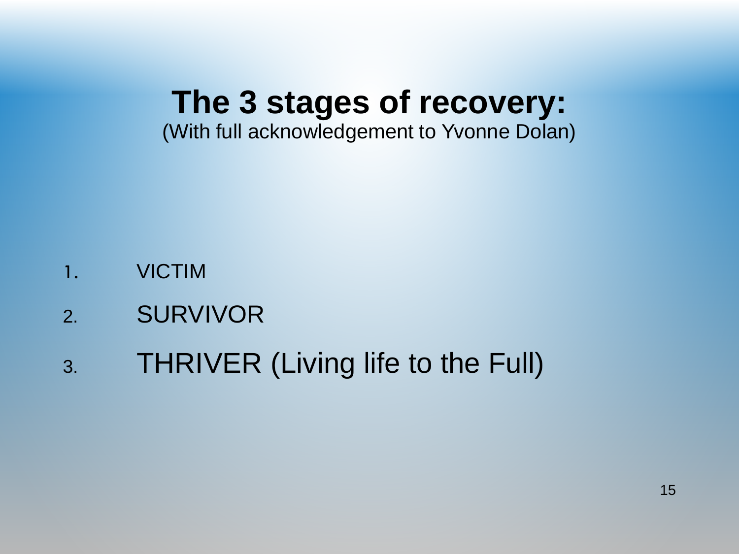# The 3 stages of recovery:

(With full acknowledgement to Yvonne Dolan)

1. VICTIM
2. SURVIVOR
3. THRIVER (Living life to the Full)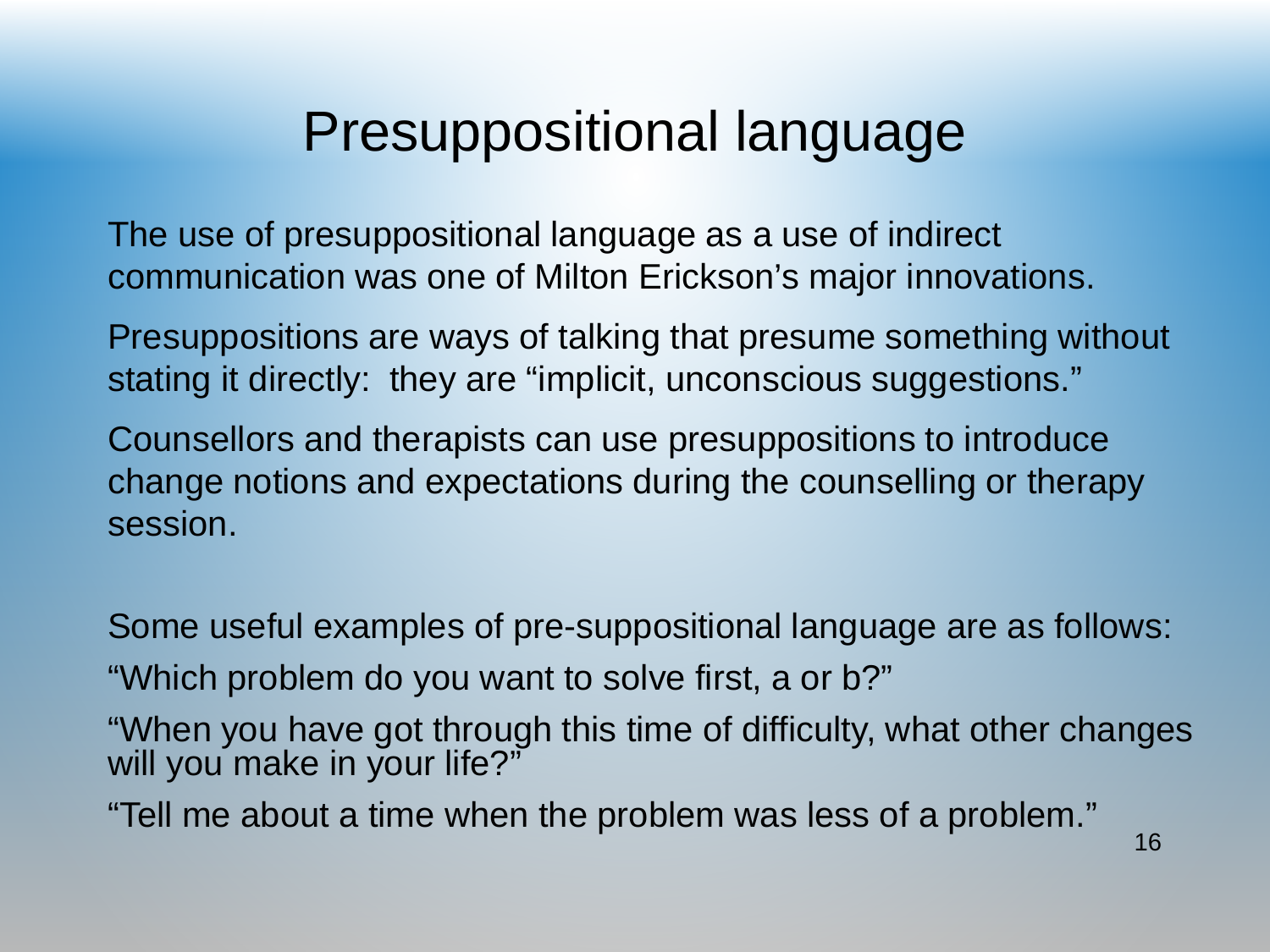# Presuppositional language

The use of presuppositional language as a use of indirect communication was one of Milton Erickson's major innovations.

Presuppositions are ways of talking that presume something without stating it directly: they are "implicit, unconscious suggestions."

Counsellors and therapists can use presuppositions to introduce change notions and expectations during the counselling or therapy session.

Some useful examples of pre-suppositional language are as follows:

"Which problem do you want to solve first, a or b?"

"When you have got through this time of difficulty, what other changes will you make in your life?"

"Tell me about a time when the problem was less of a problem."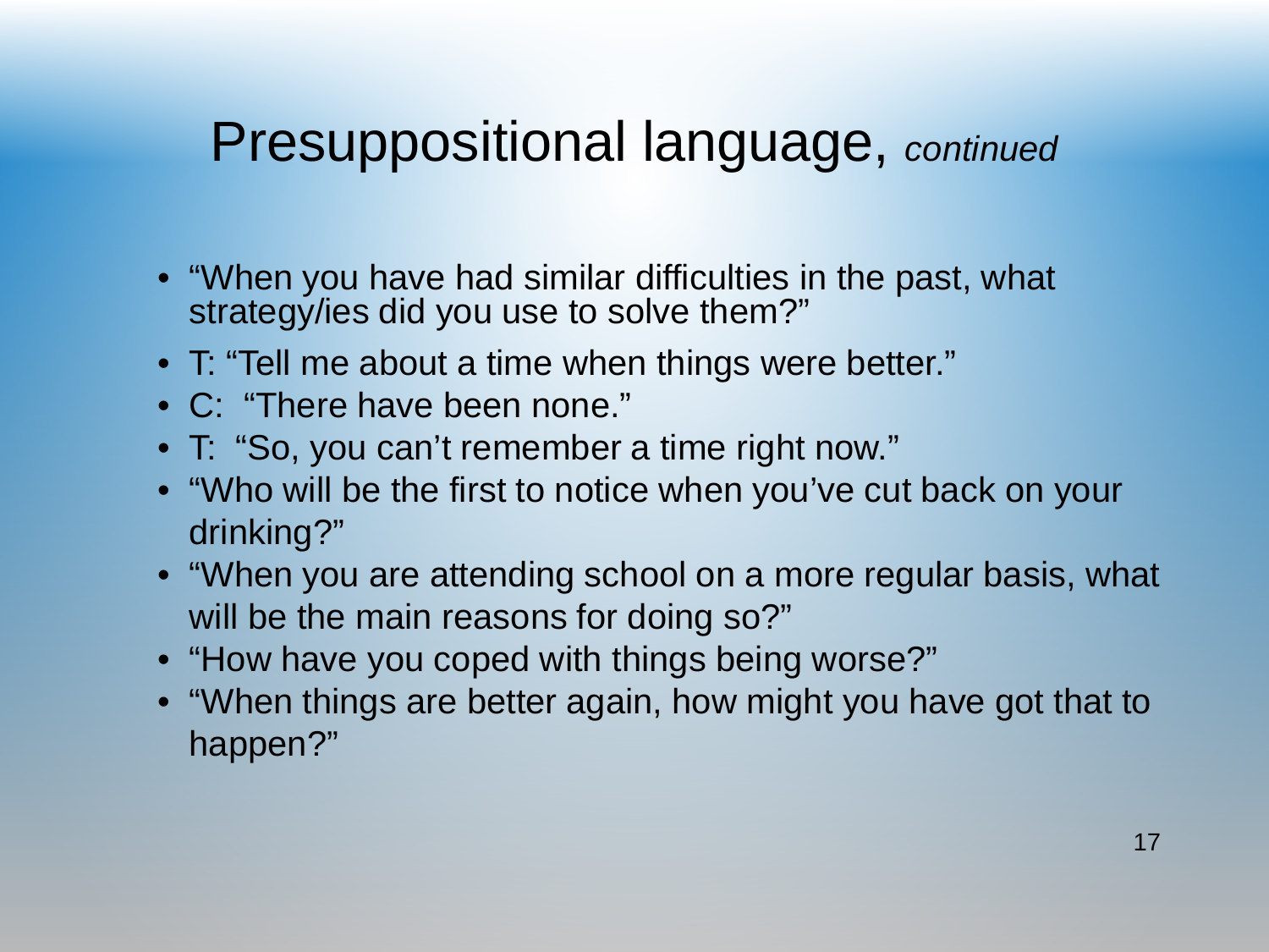# Presuppositional language, *continued*

- "When you have had similar difficulties in the past, what strategy/ies did you use to solve them?"
- T: "Tell me about a time when things were better."
- C: "There have been none."
- T: "So, you can't remember a time right now."
- "Who will be the first to notice when you've cut back on your drinking?"
- "When you are attending school on a more regular basis, what will be the main reasons for doing so?"
- "How have you coped with things being worse?"
- "When things are better again, how might you have got that to happen?"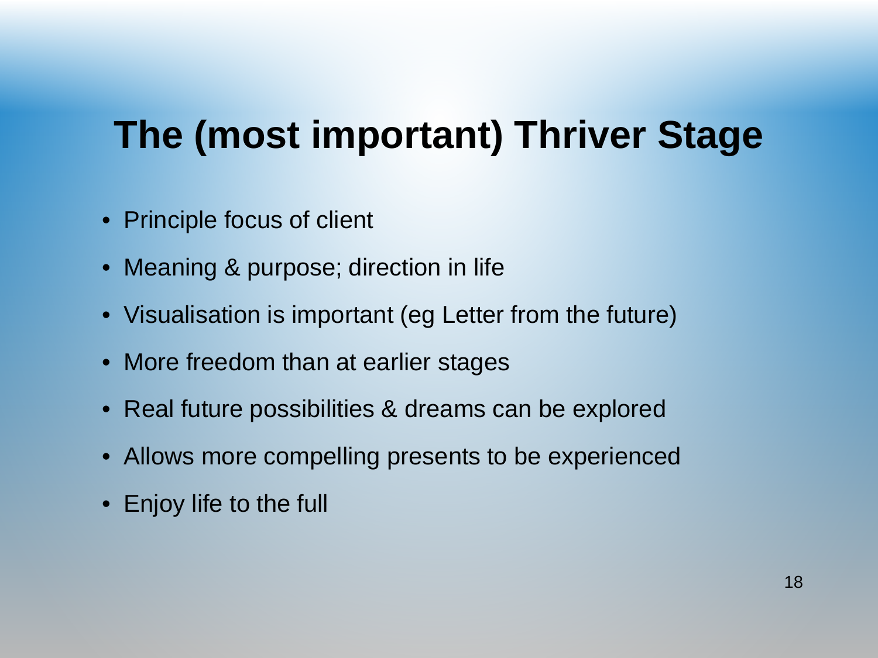# The (most important) Thriver Stage

- Principle focus of client
- Meaning & purpose; direction in life
- Visualisation is important (eg Letter from the future)
- More freedom than at earlier stages
- Real future possibilities & dreams can be explored
- Allows more compelling presents to be experienced
- Enjoy life to the full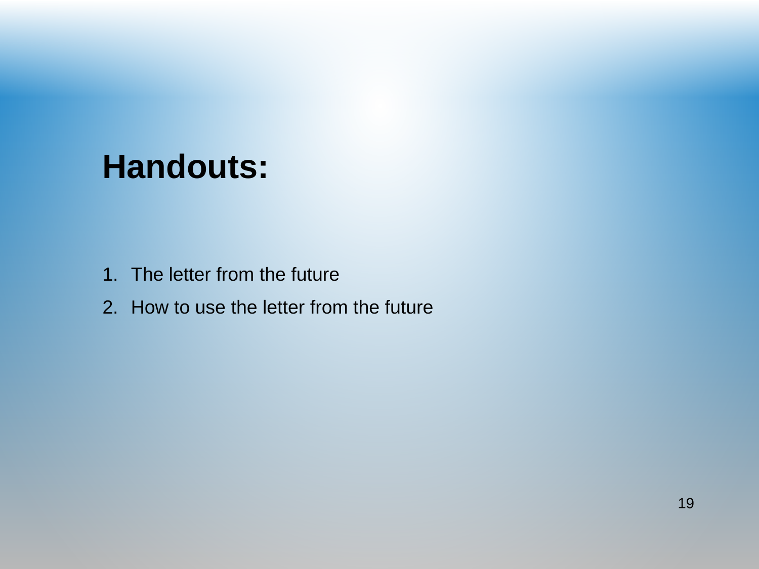# Handouts:

1. The letter from the future
2. How to use the letter from the future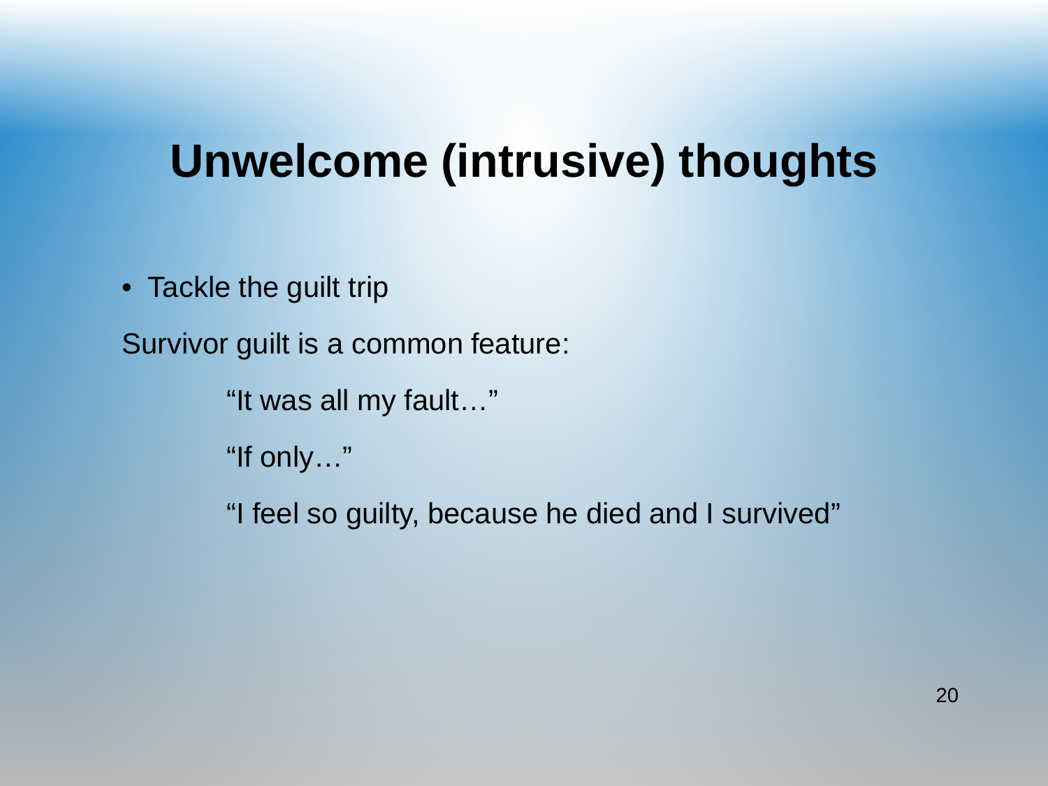# Unwelcome (intrusive) thoughts

- Tackle the guilt trip

Survivor guilt is a common feature:

> "It was all my fault…"
>
> "If only…"
>
> "I feel so guilty, because he died and I survived"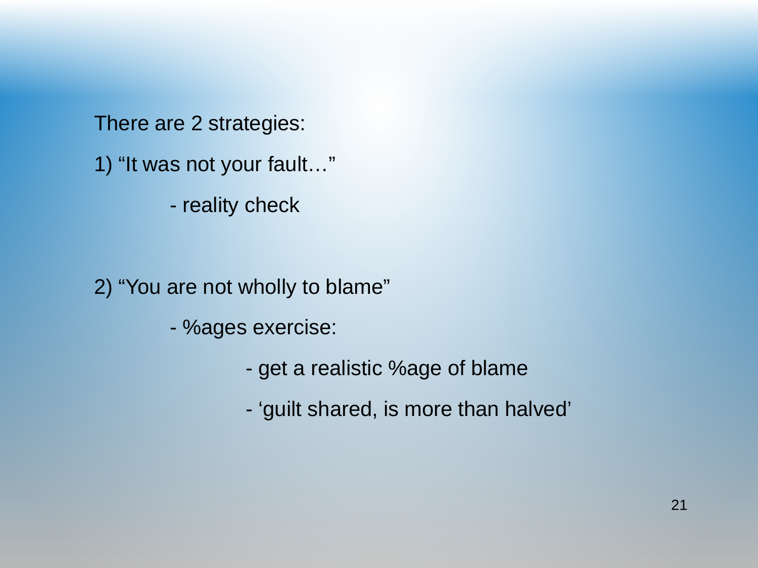There are 2 strategies:

1) “It was not your fault…”

    - reality check

2) “You are not wholly to blame”

    - %ages exercise:

        - get a realistic %age of blame

        - ‘guilt shared, is more than halved’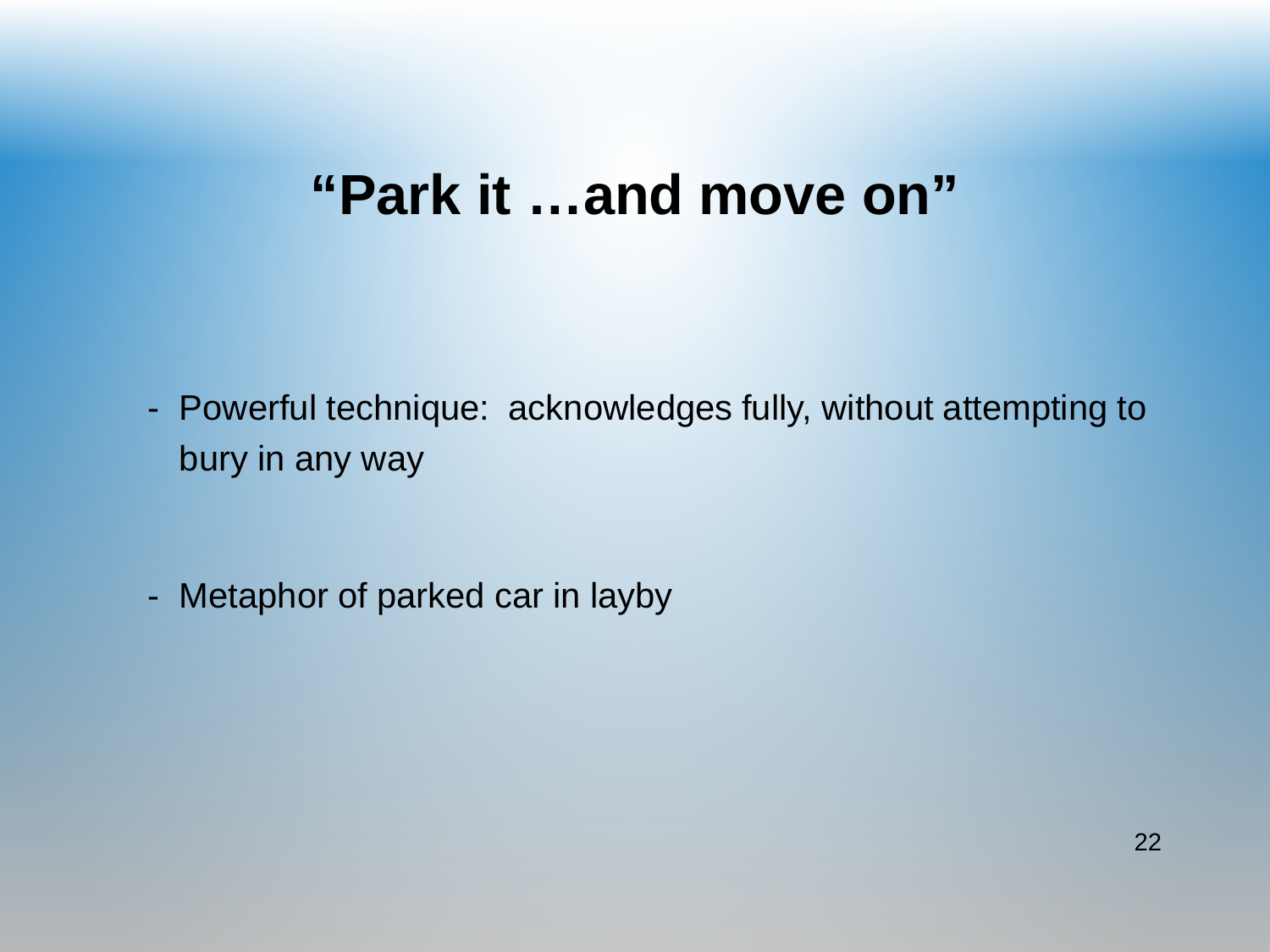# “Park it …and move on”

- Powerful technique: acknowledges fully, without attempting to bury in any way

- Metaphor of parked car in layby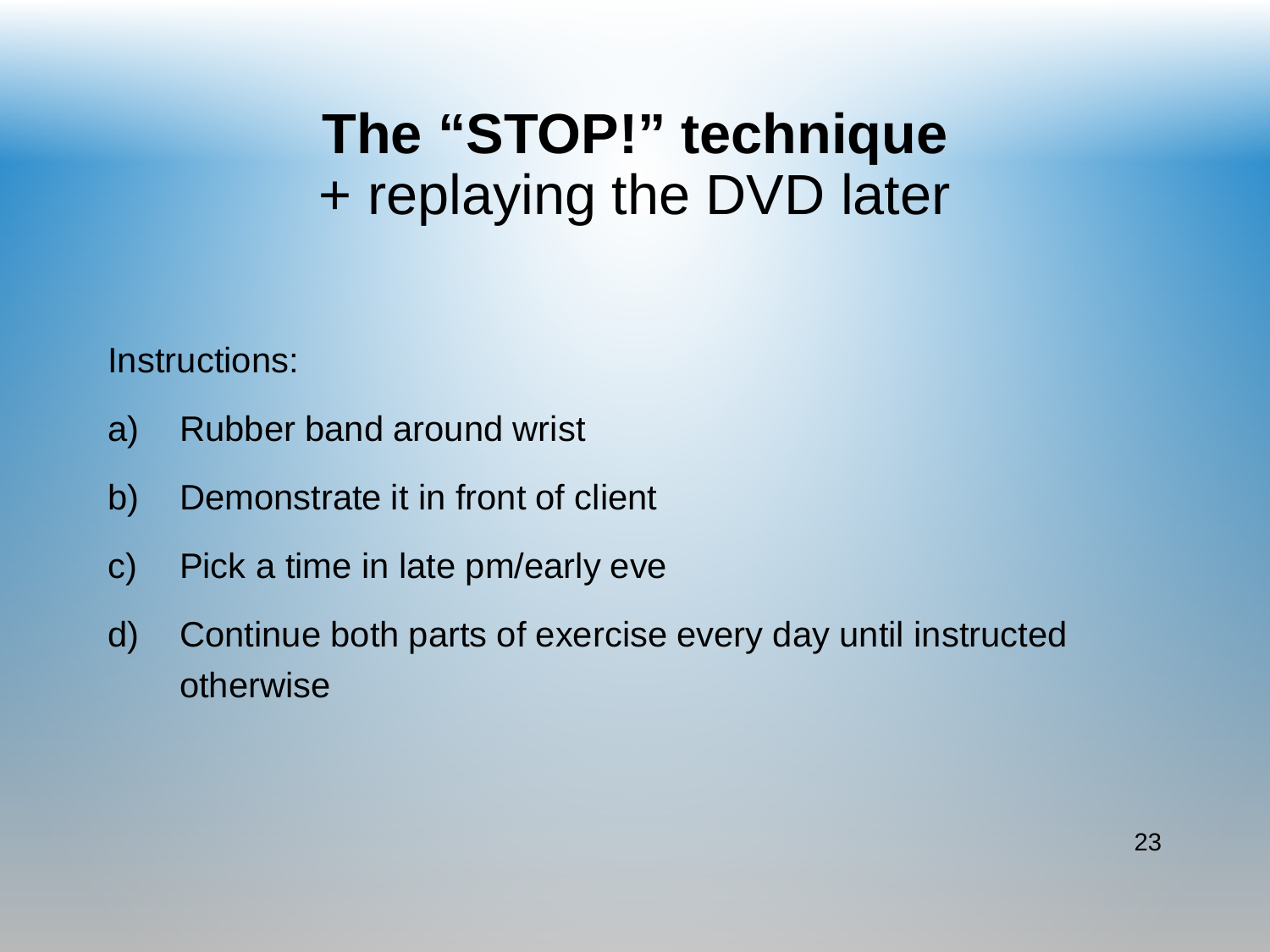# **The "STOP!" technique**
## + replaying the DVD later

Instructions:

a) Rubber band around wrist

b) Demonstrate it in front of client

c) Pick a time in late pm/early eve

d) Continue both parts of exercise every day until instructed otherwise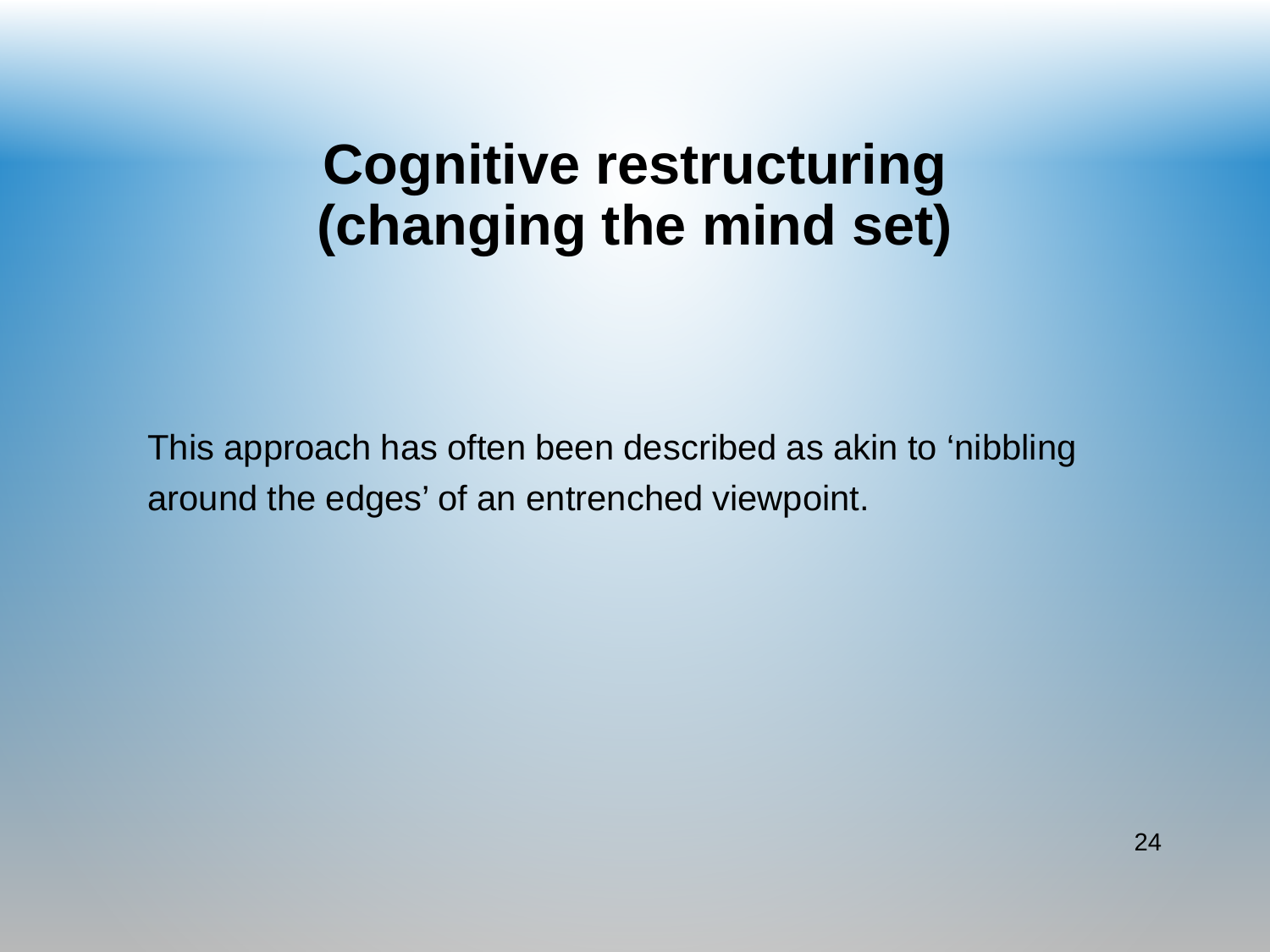# Cognitive restructuring (changing the mind set)

This approach has often been described as akin to ‘nibbling around the edges’ of an entrenched viewpoint.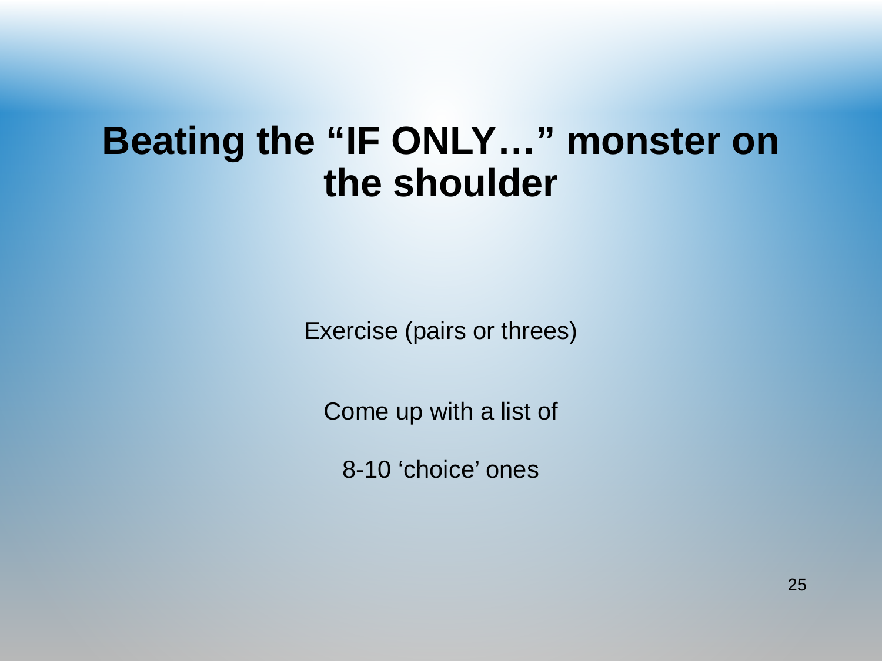# Beating the “IF ONLY…” monster on the shoulder

Exercise (pairs or threes)

Come up with a list of

8-10 ‘choice’ ones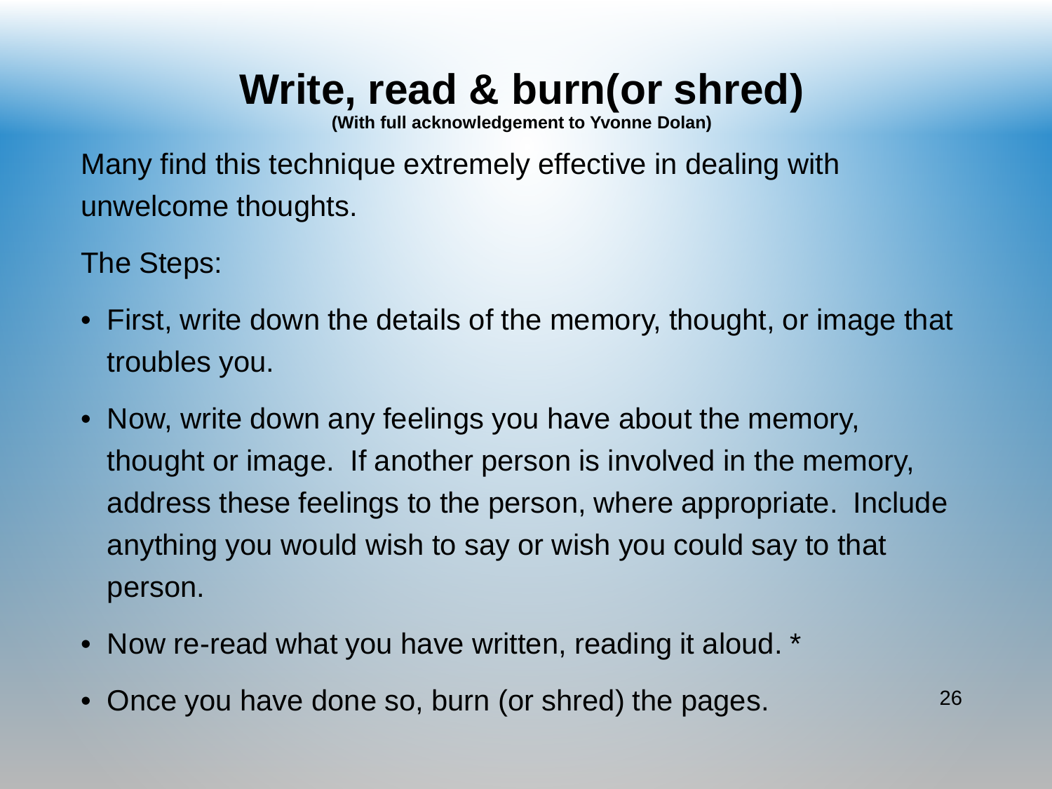# Write, read & burn(or shred)

**(With full acknowledgement to Yvonne Dolan)**

Many find this technique extremely effective in dealing with unwelcome thoughts.

The Steps:

- First, write down the details of the memory, thought, or image that troubles you.
- Now, write down any feelings you have about the memory, thought or image. If another person is involved in the memory, address these feelings to the person, where appropriate. Include anything you would wish to say or wish you could say to that person.
- Now re-read what you have written, reading it aloud. *
- Once you have done so, burn (or shred) the pages.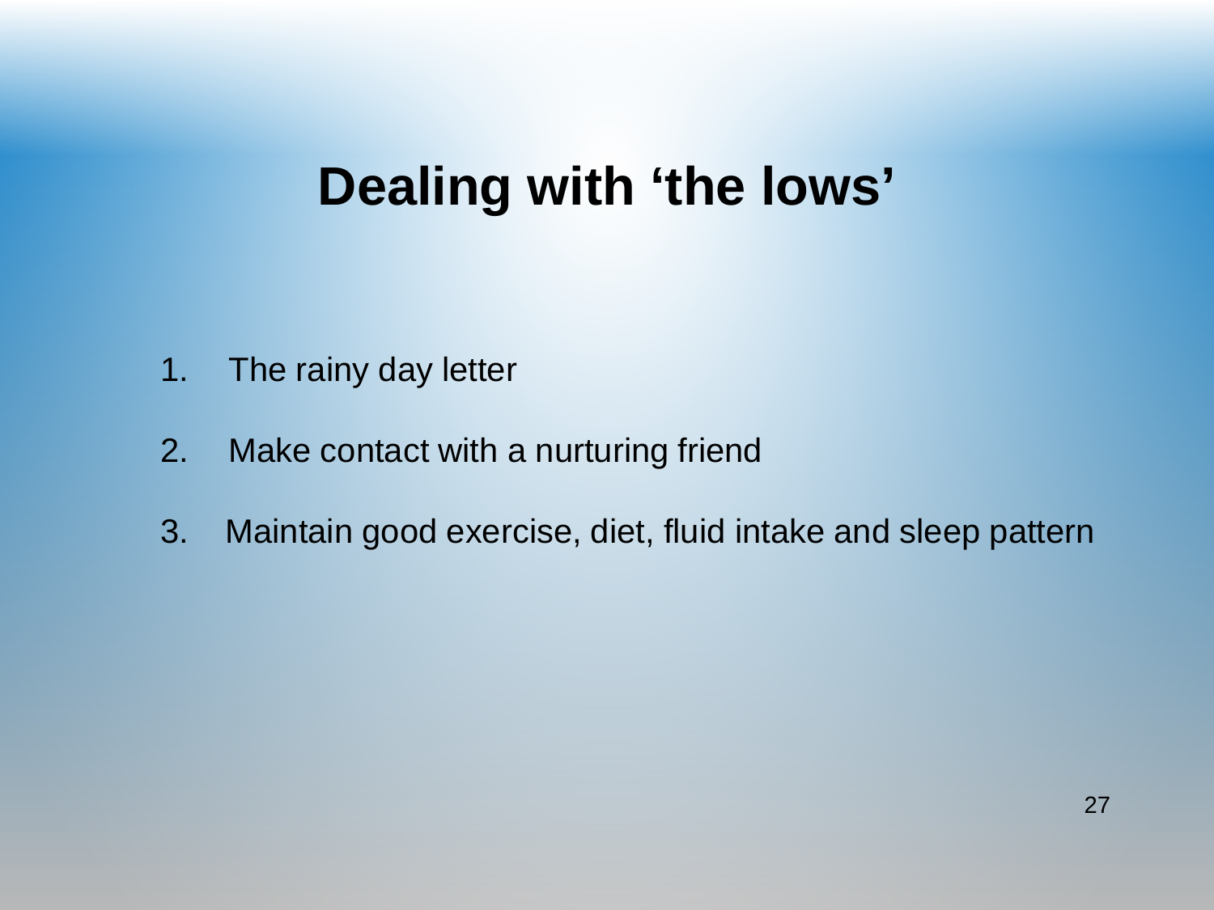# Dealing with 'the lows'

1. The rainy day letter
2. Make contact with a nurturing friend
3. Maintain good exercise, diet, fluid intake and sleep pattern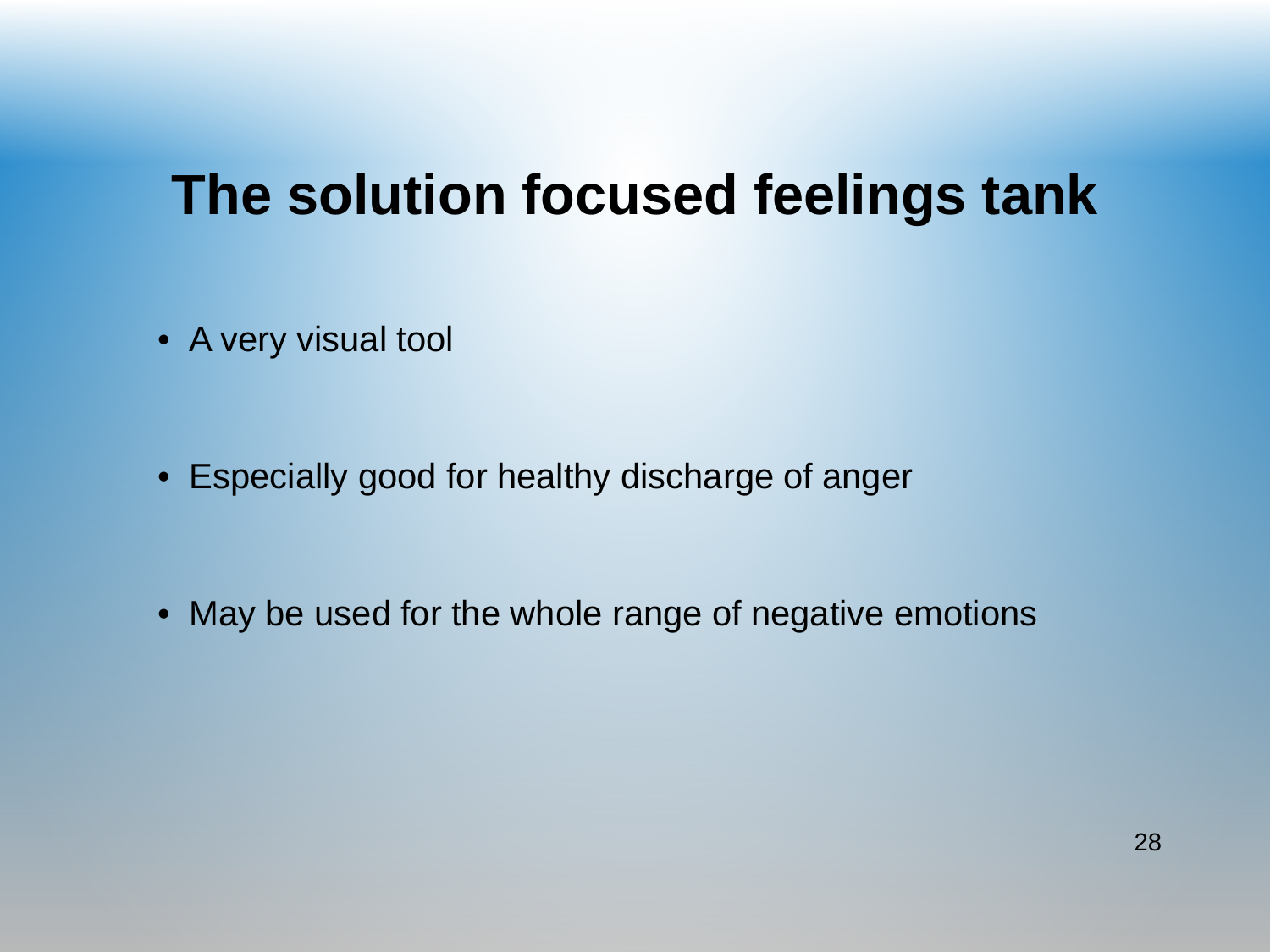# The solution focused feelings tank

- A very visual tool
- Especially good for healthy discharge of anger
- May be used for the whole range of negative emotions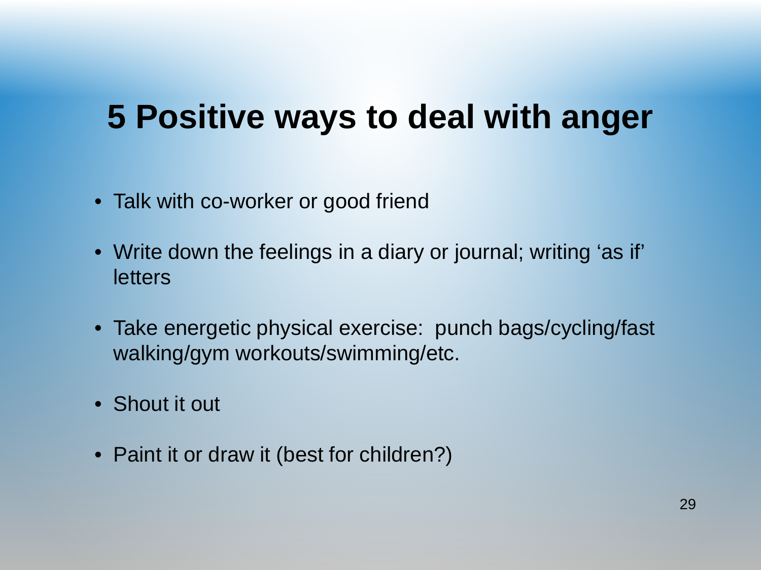# 5 Positive ways to deal with anger

- Talk with co-worker or good friend
- Write down the feelings in a diary or journal; writing ‘as if’ letters
- Take energetic physical exercise: punch bags/cycling/fast walking/gym workouts/swimming/etc.
- Shout it out
- Paint it or draw it (best for children?)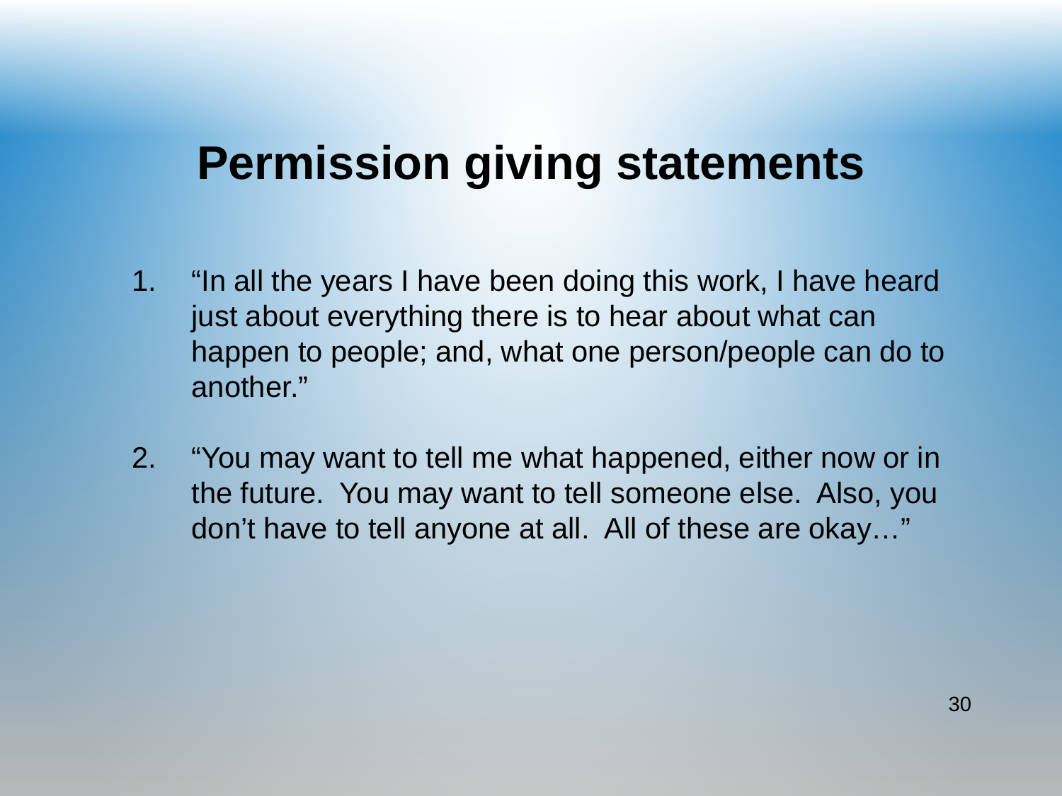# Permission giving statements

1. "In all the years I have been doing this work, I have heard just about everything there is to hear about what can happen to people; and, what one person/people can do to another."

2. "You may want to tell me what happened, either now or in the future. You may want to tell someone else. Also, you don't have to tell anyone at all. All of these are okay…"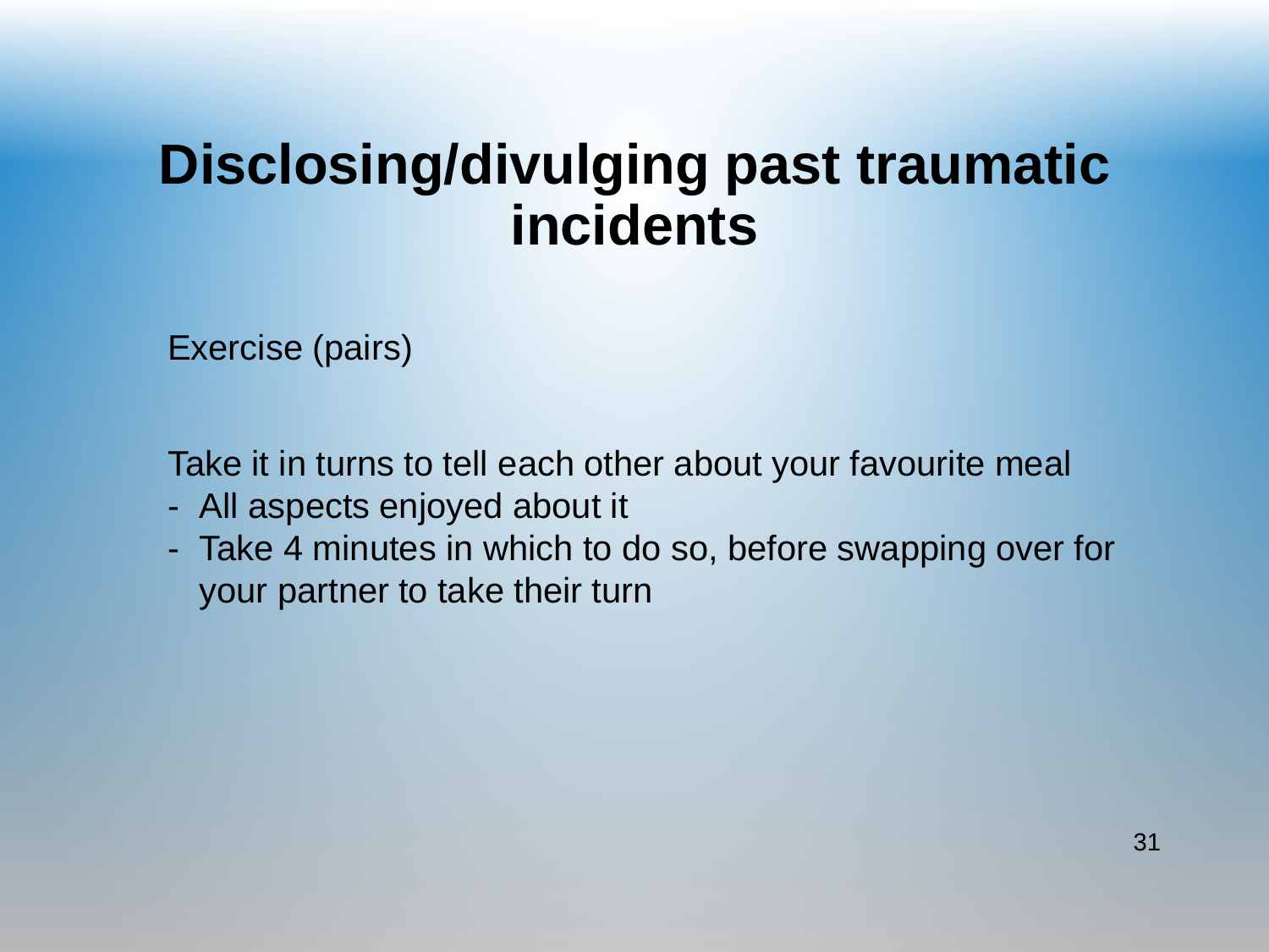# Disclosing/divulging past traumatic incidents

Exercise (pairs)

Take it in turns to tell each other about your favourite meal

- All aspects enjoyed about it
- Take 4 minutes in which to do so, before swapping over for your partner to take their turn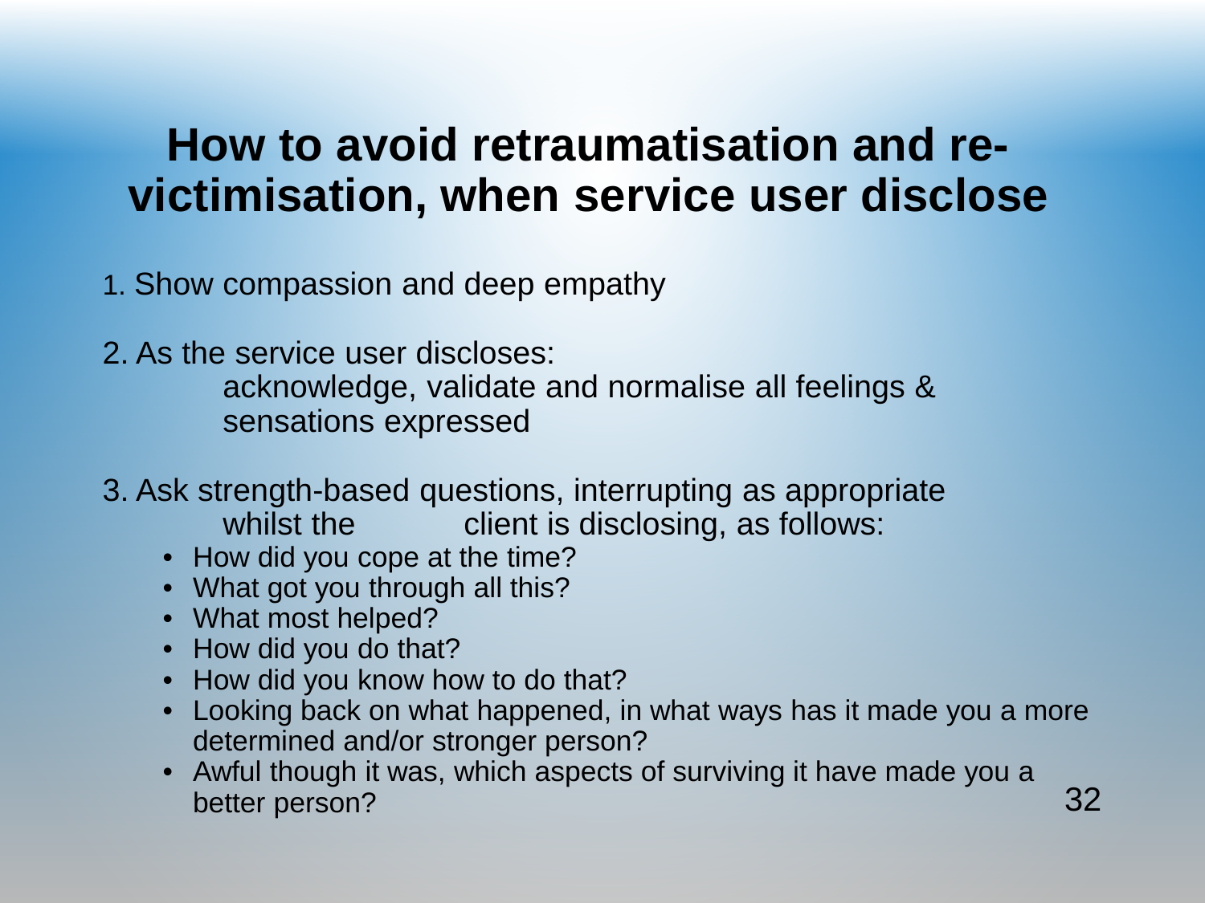# How to avoid retraumatisation and re-victimisation, when service user disclose

1. Show compassion and deep empathy

2. As the service user discloses:
   acknowledge, validate and normalise all feelings & sensations expressed

3. Ask strength-based questions, interrupting as appropriate whilst the client is disclosing, as follows:
   - How did you cope at the time?
   - What got you through all this?
   - What most helped?
   - How did you do that?
   - How did you know how to do that?
   - Looking back on what happened, in what ways has it made you a more determined and/or stronger person?
   - Awful though it was, which aspects of surviving it have made you a better person?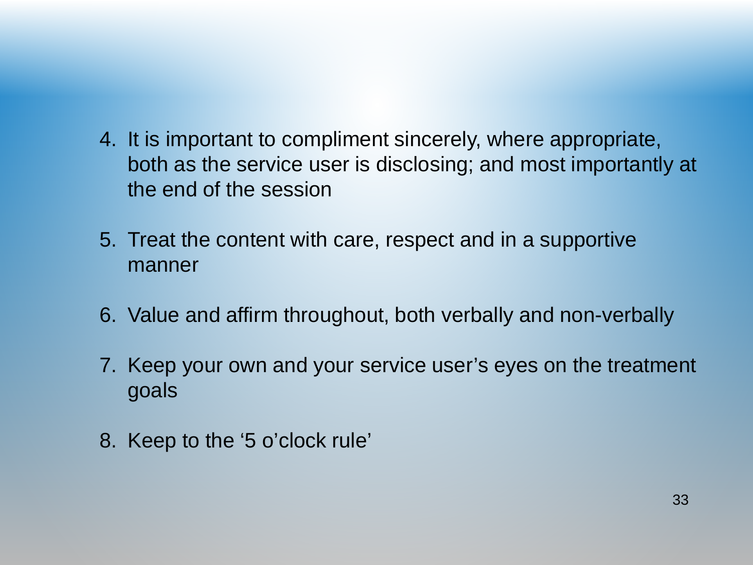4. It is important to compliment sincerely, where appropriate, both as the service user is disclosing; and most importantly at the end of the session

5. Treat the content with care, respect and in a supportive manner

6. Value and affirm throughout, both verbally and non-verbally

7. Keep your own and your service user's eyes on the treatment goals

8. Keep to the '5 o'clock rule'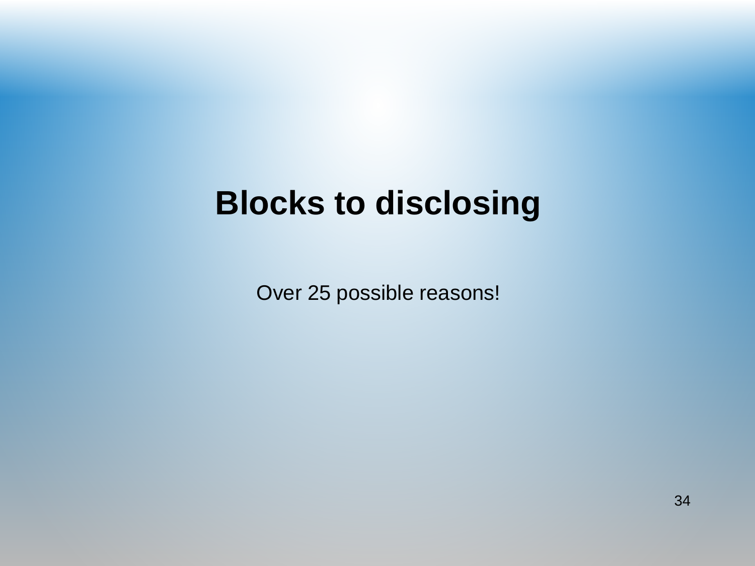# Blocks to disclosing

Over 25 possible reasons!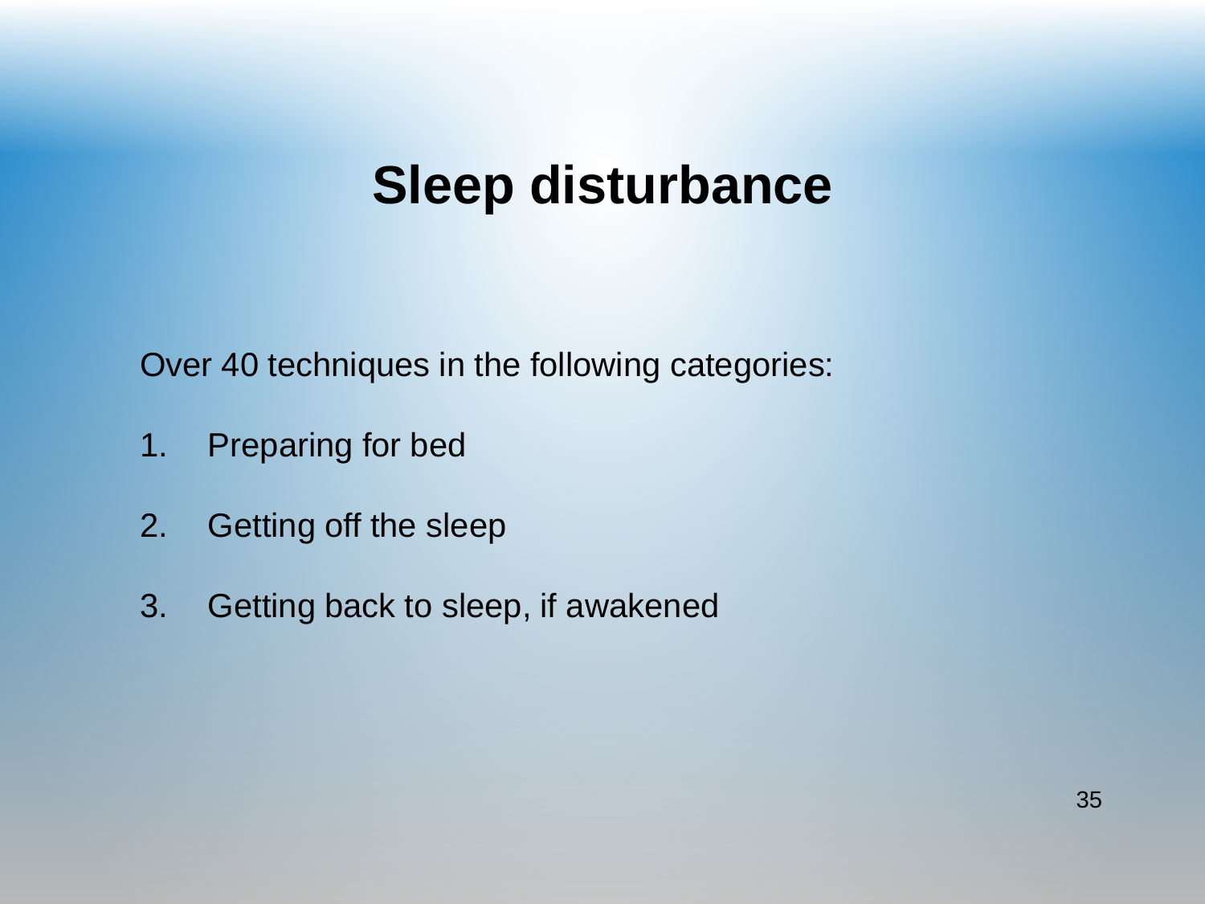# Sleep disturbance

Over 40 techniques in the following categories:

1. Preparing for bed
2. Getting off the sleep
3. Getting back to sleep, if awakened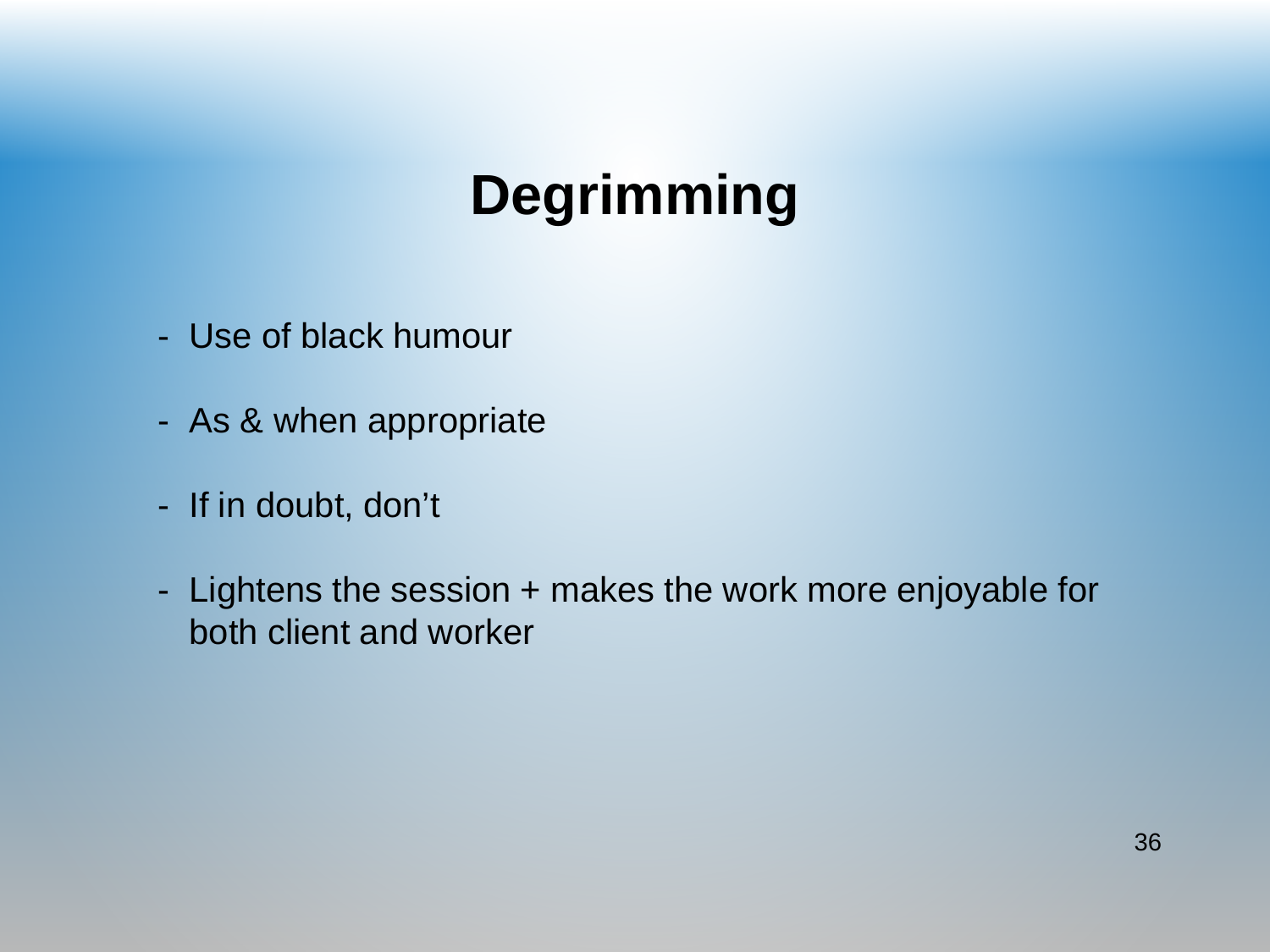# Degrimming

- Use of black humour
- As & when appropriate
- If in doubt, don't
- Lightens the session + makes the work more enjoyable for both client and worker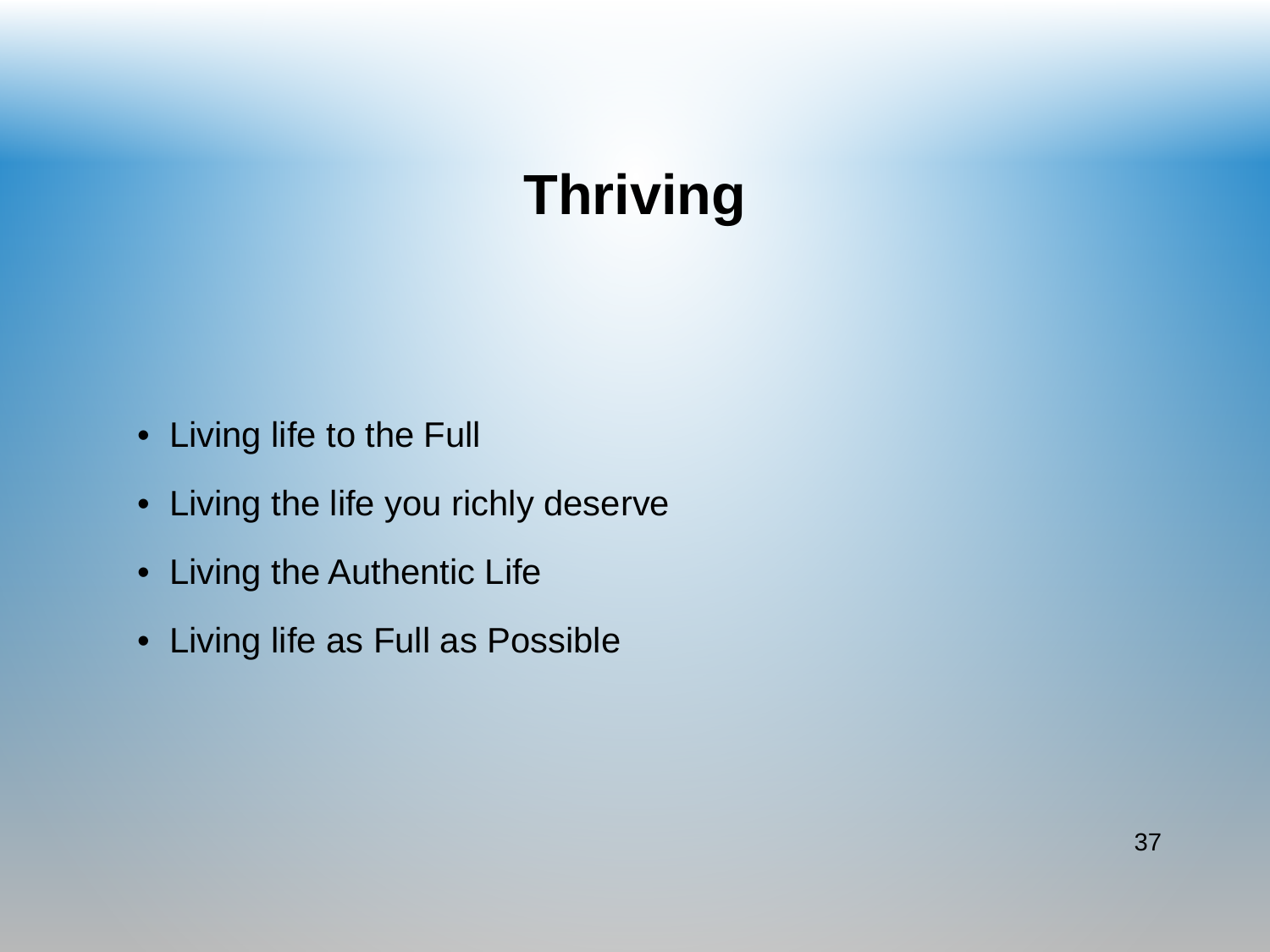# Thriving

- Living life to the Full
- Living the life you richly deserve
- Living the Authentic Life
- Living life as Full as Possible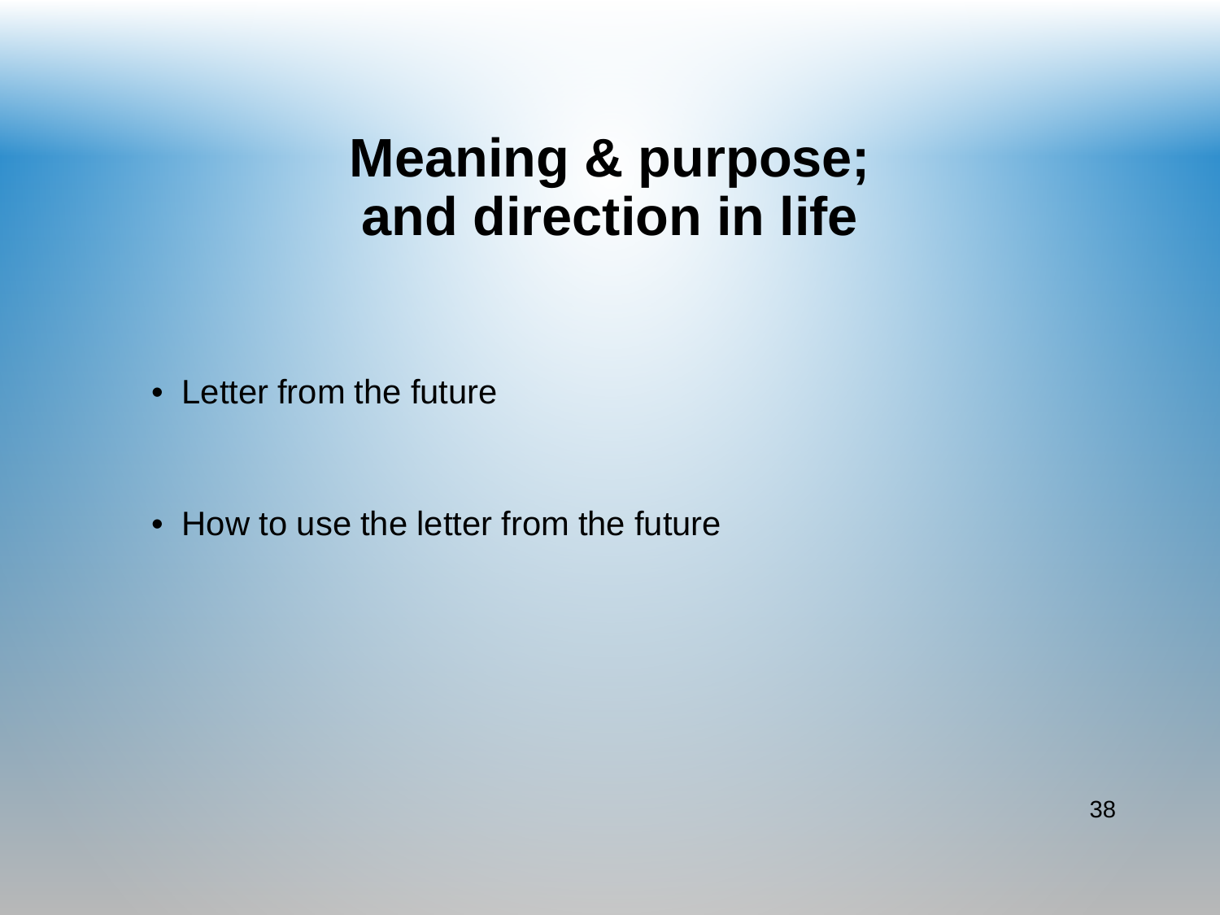# Meaning & purpose; and direction in life

- Letter from the future
- How to use the letter from the future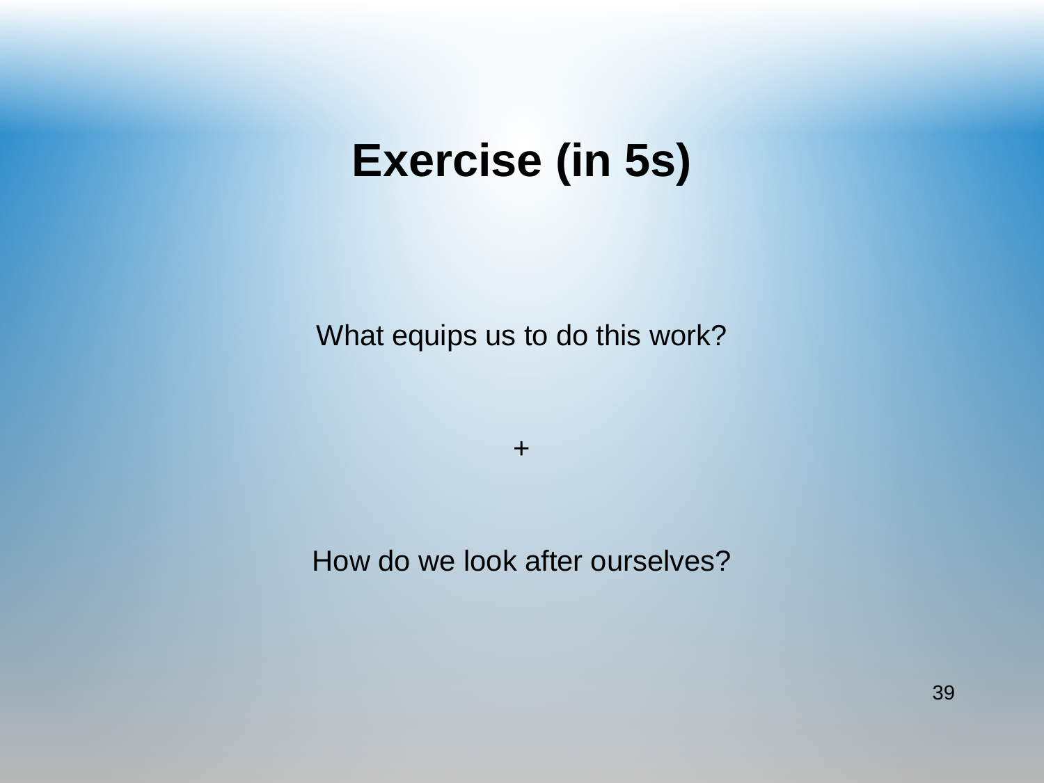# Exercise (in 5s)

What equips us to do this work?

+

How do we look after ourselves?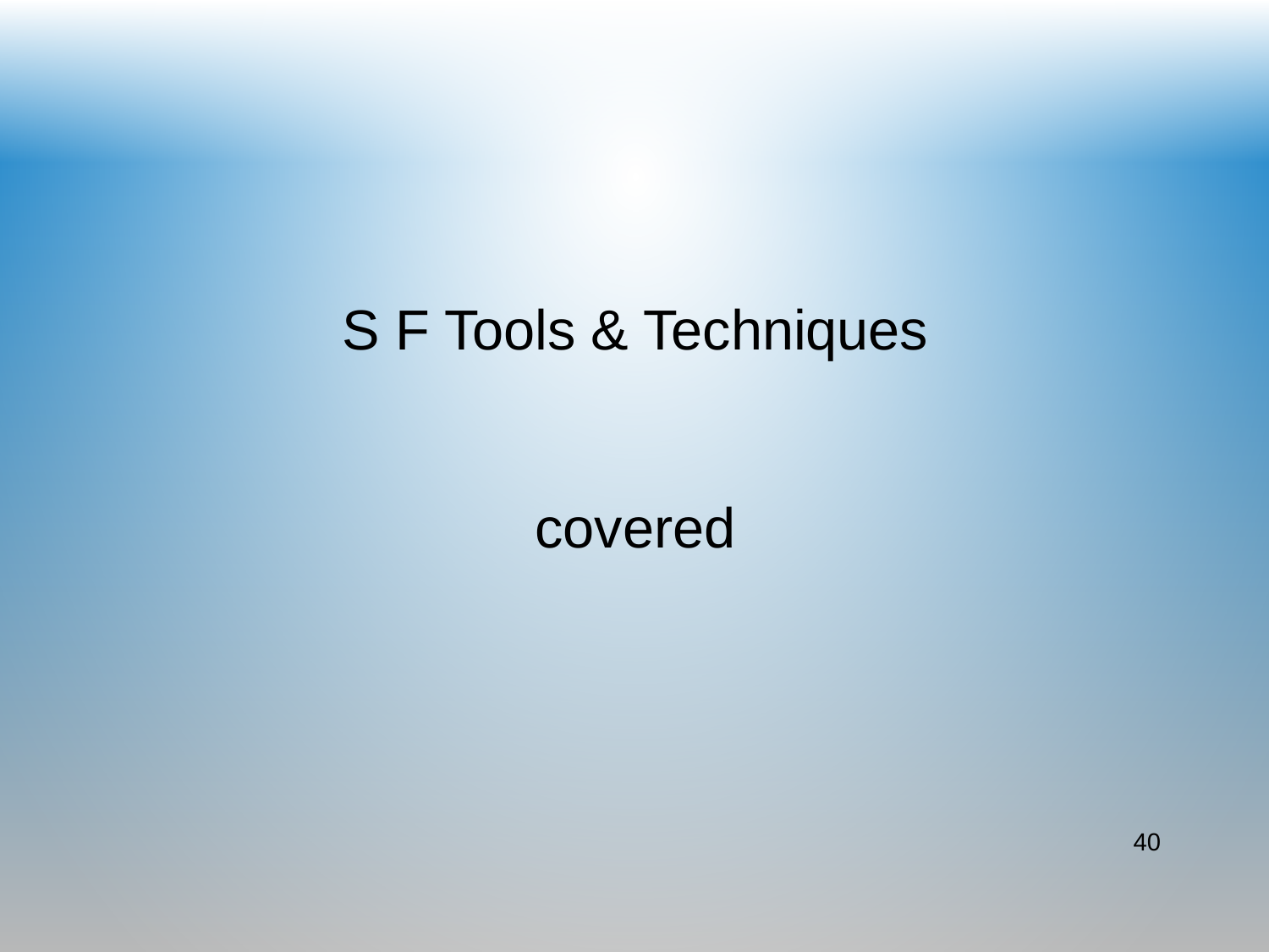S F Tools & Techniques

covered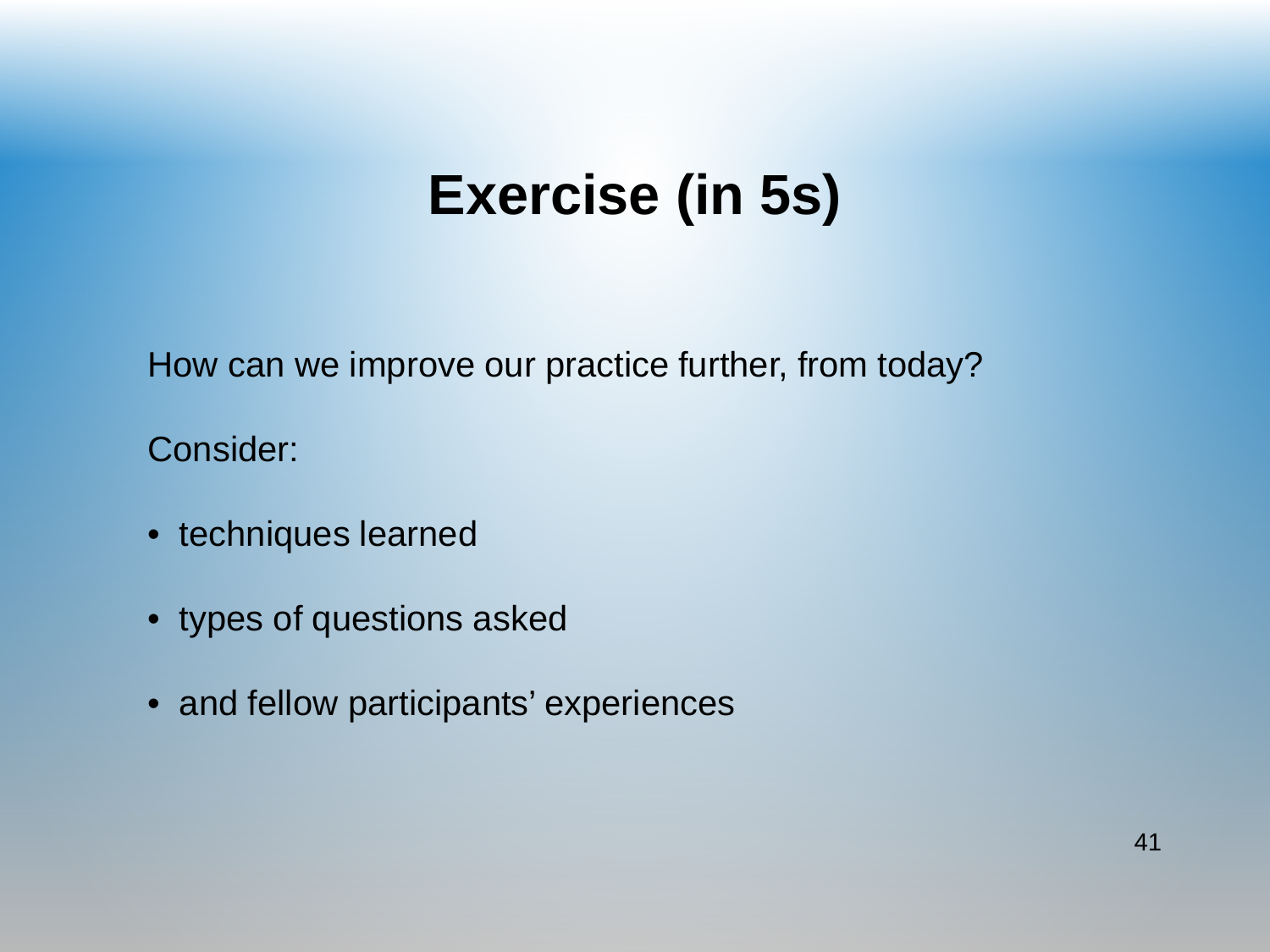# Exercise (in 5s)

How can we improve our practice further, from today?

Consider:

- techniques learned
- types of questions asked
- and fellow participants' experiences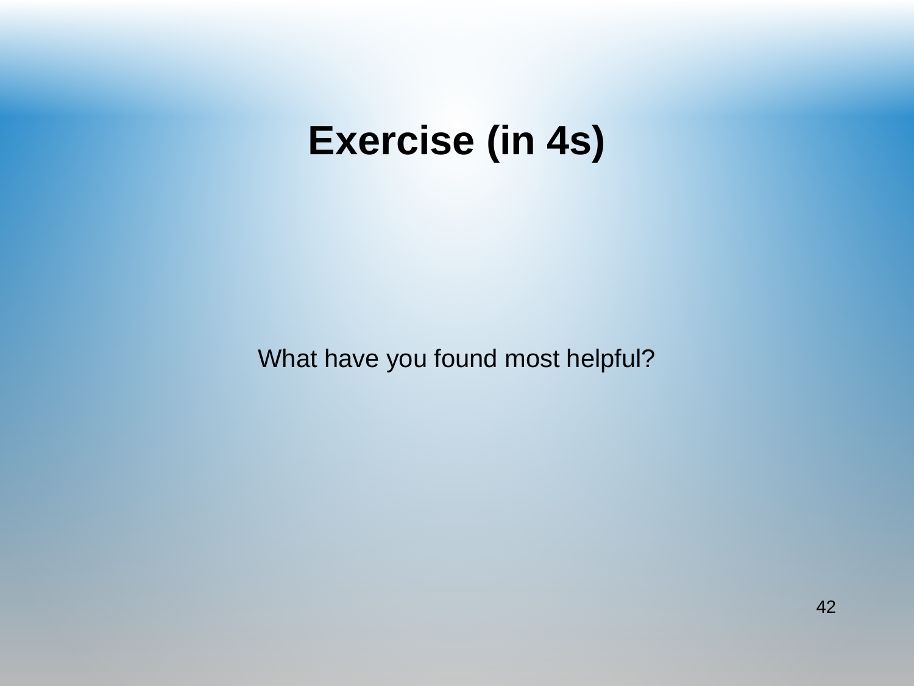# Exercise (in 4s)

What have you found most helpful?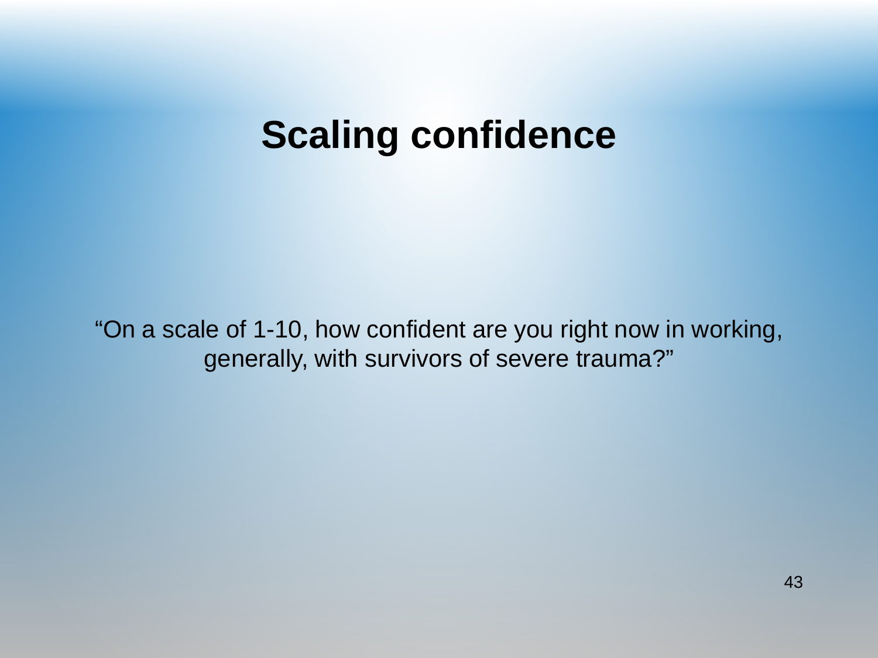# Scaling confidence

“On a scale of 1-10, how confident are you right now in working, generally, with survivors of severe trauma?”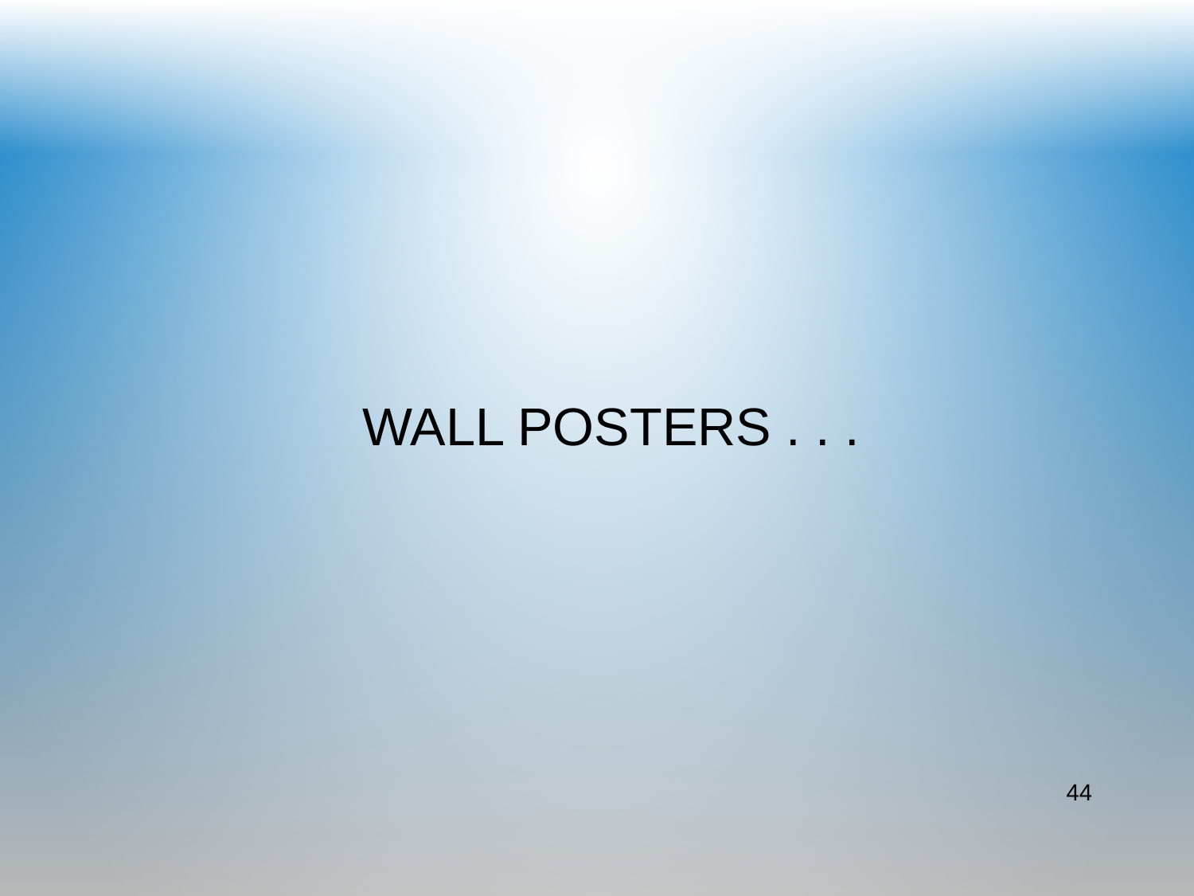WALL POSTERS . . .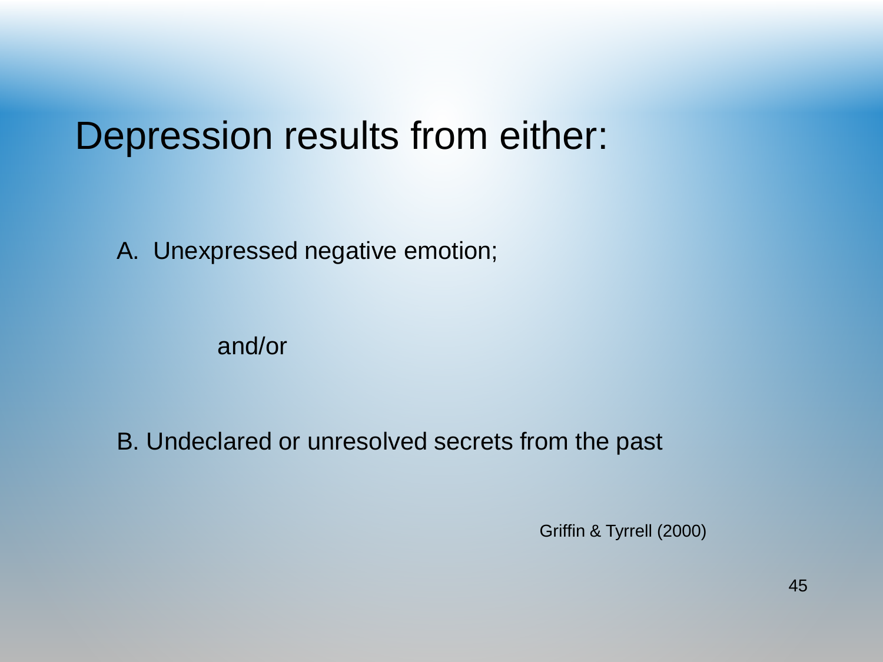# Depression results from either:

A. Unexpressed negative emotion;

and/or

B. Undeclared or unresolved secrets from the past

Griffin & Tyrrell (2000)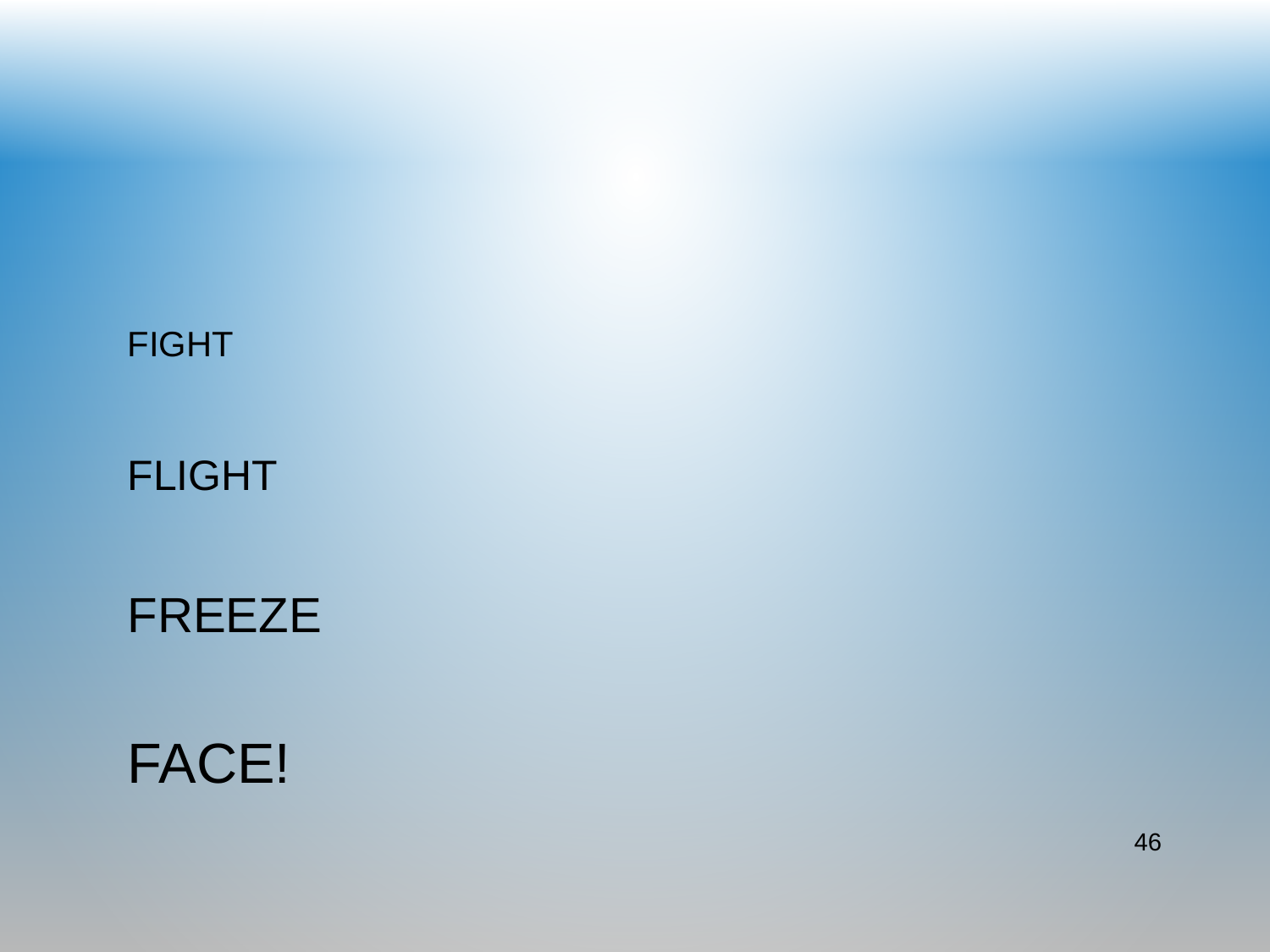FIGHT

FLIGHT

FREEZE

FACE!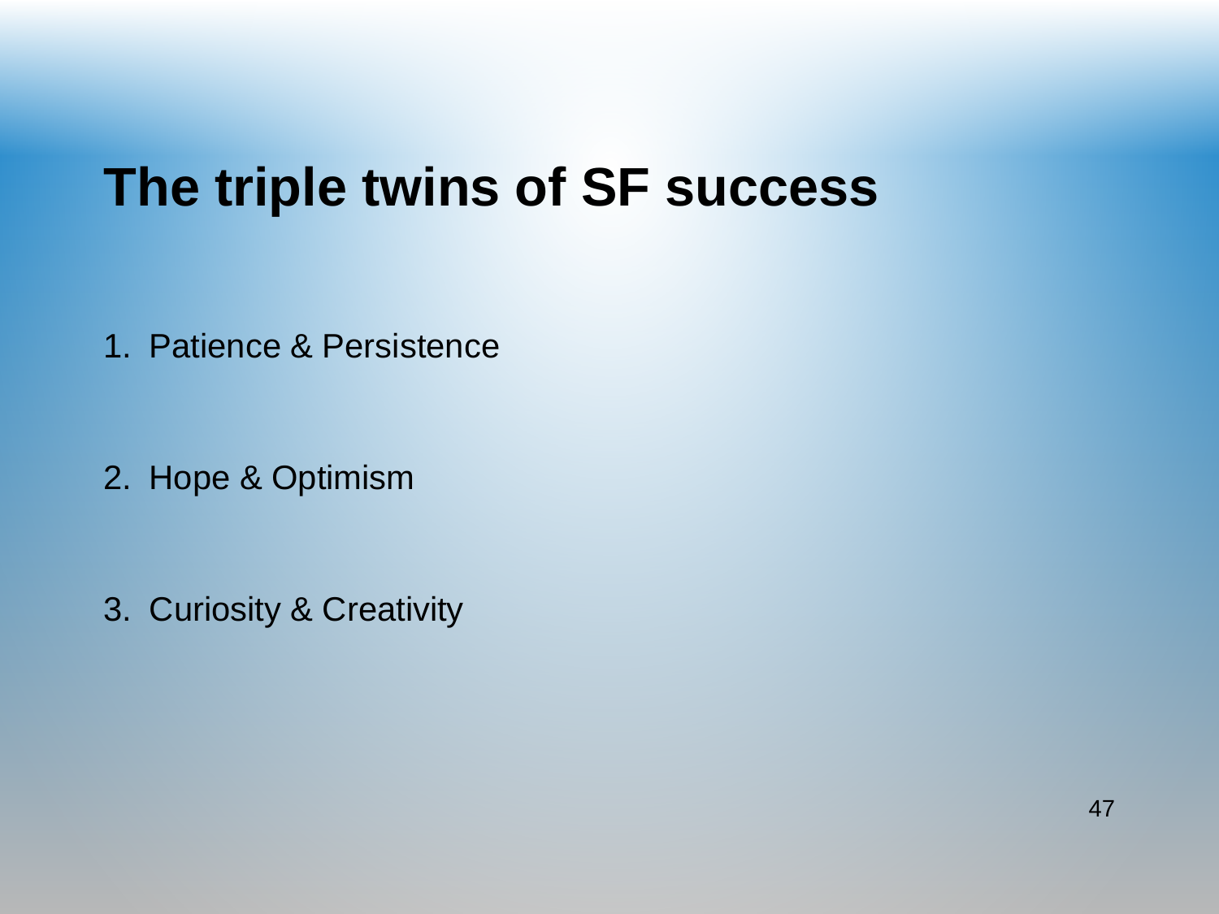# The triple twins of SF success

1. Patience & Persistence

2. Hope & Optimism

3. Curiosity & Creativity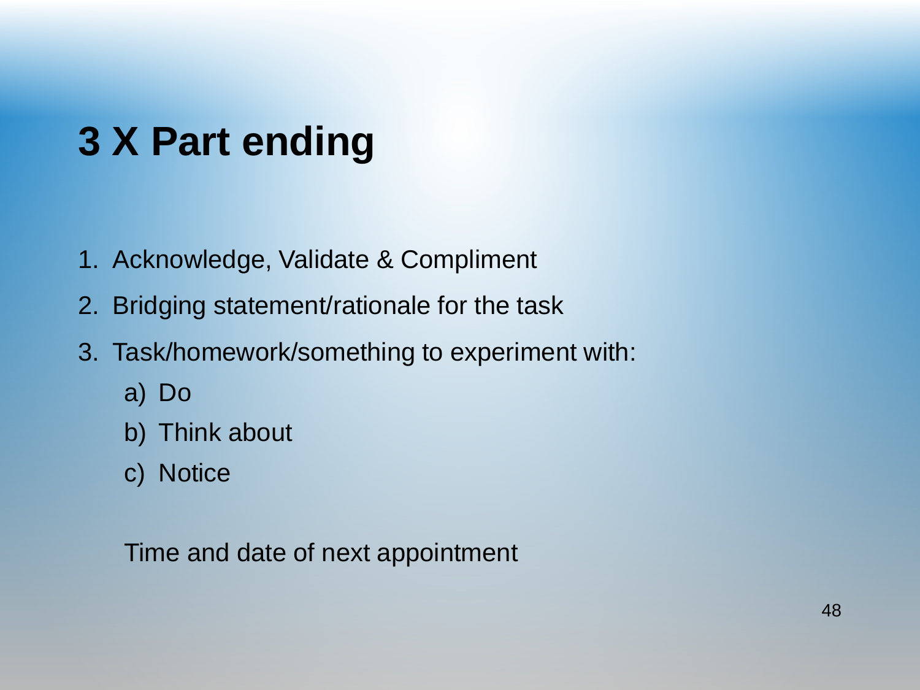# 3 X Part ending

1. Acknowledge, Validate & Compliment
2. Bridging statement/rationale for the task
3. Task/homework/something to experiment with:
    a) Do
    b) Think about
    c) Notice

Time and date of next appointment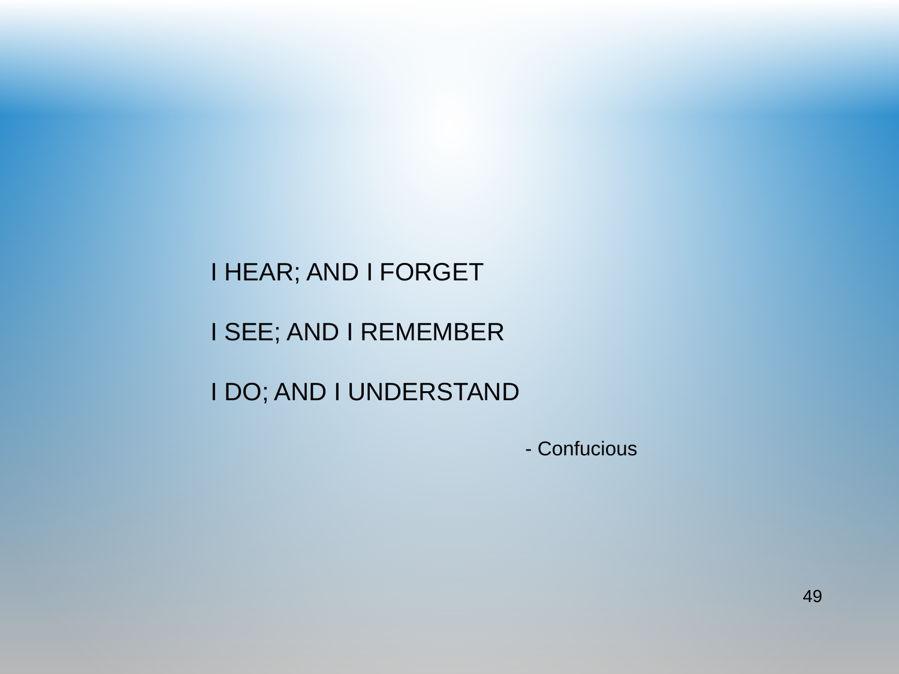I HEAR; AND I FORGET

I SEE; AND I REMEMBER

I DO; AND I UNDERSTAND

- Confucious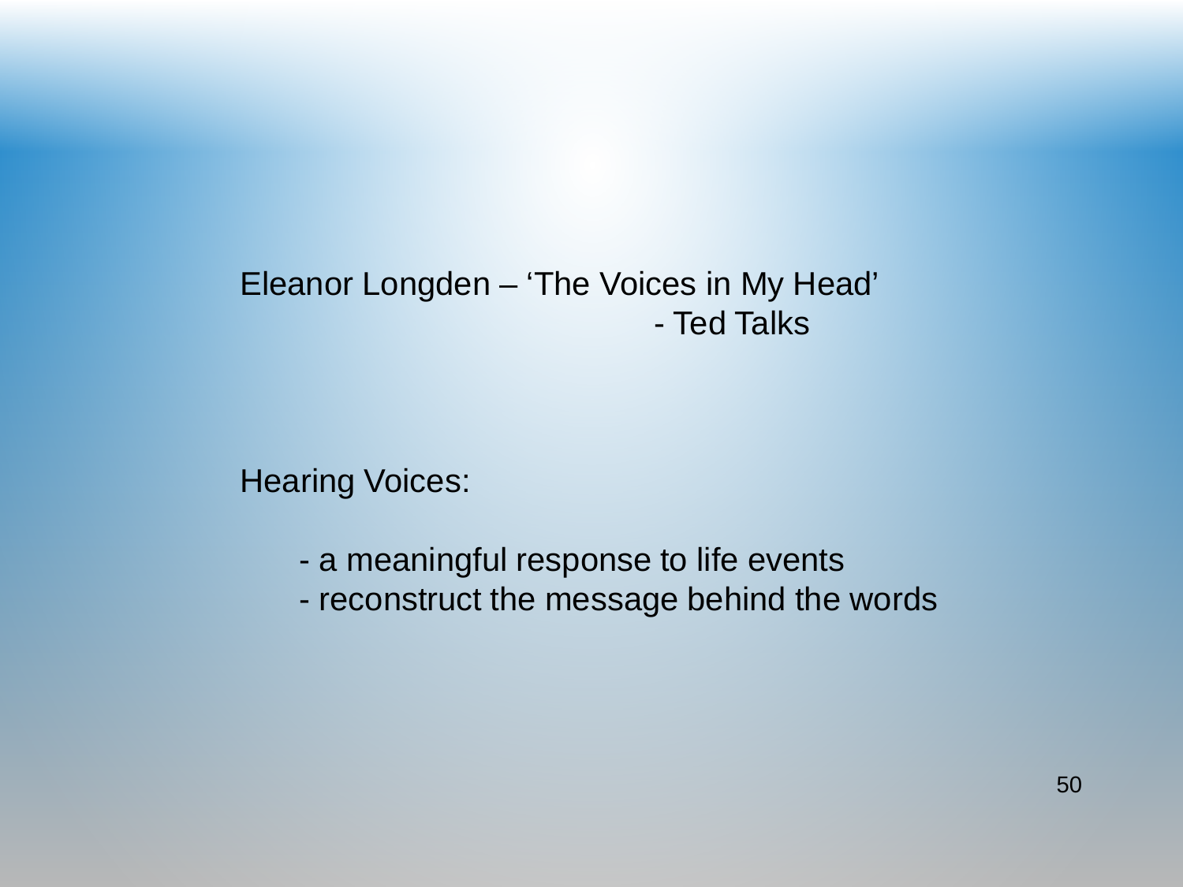Eleanor Longden – 'The Voices in My Head'
- Ted Talks

Hearing Voices:

- a meaningful response to life events
- reconstruct the message behind the words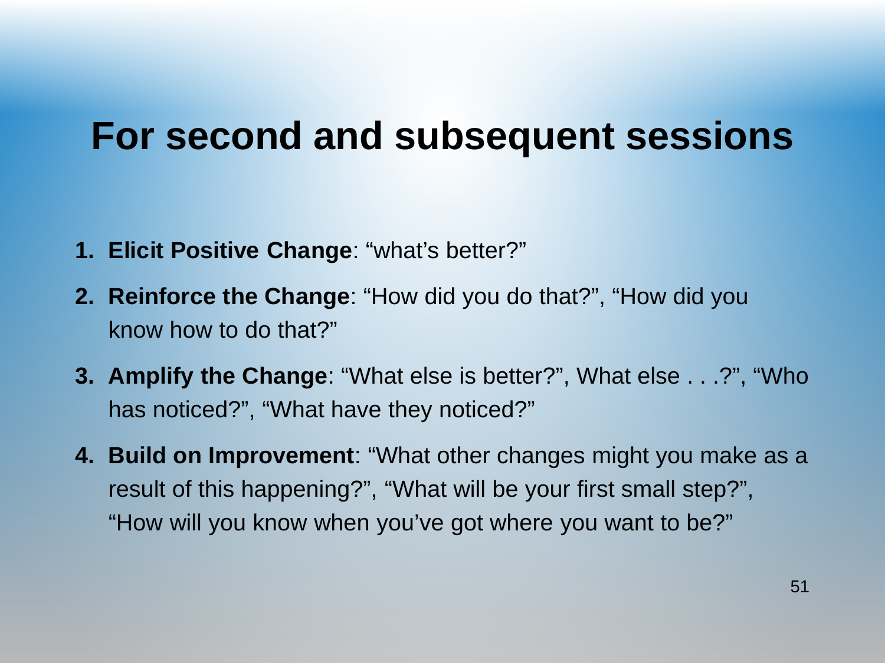# For second and subsequent sessions

1. **Elicit Positive Change**: "what's better?"
2. **Reinforce the Change**: "How did you do that?", "How did you know how to do that?"
3. **Amplify the Change**: "What else is better?", What else . . .?", "Who has noticed?", "What have they noticed?"
4. **Build on Improvement**: "What other changes might you make as a result of this happening?", "What will be your first small step?", "How will you know when you've got where you want to be?"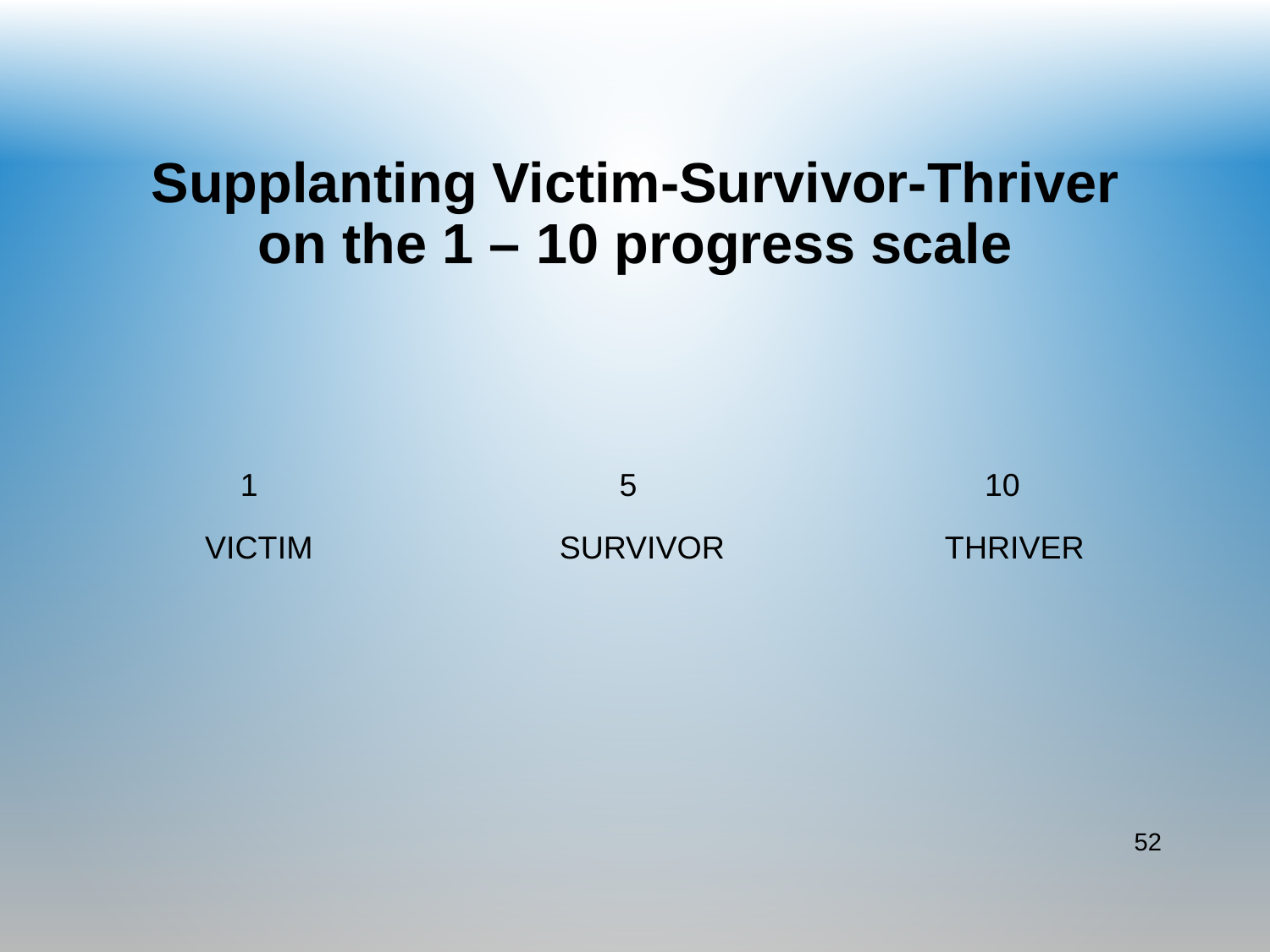# Supplanting Victim-Survivor-Thriver on the 1 – 10 progress scale

| | | |
|---|---|---|
| 1 | 5 | 10 |
| VICTIM | SURVIVOR | THRIVER |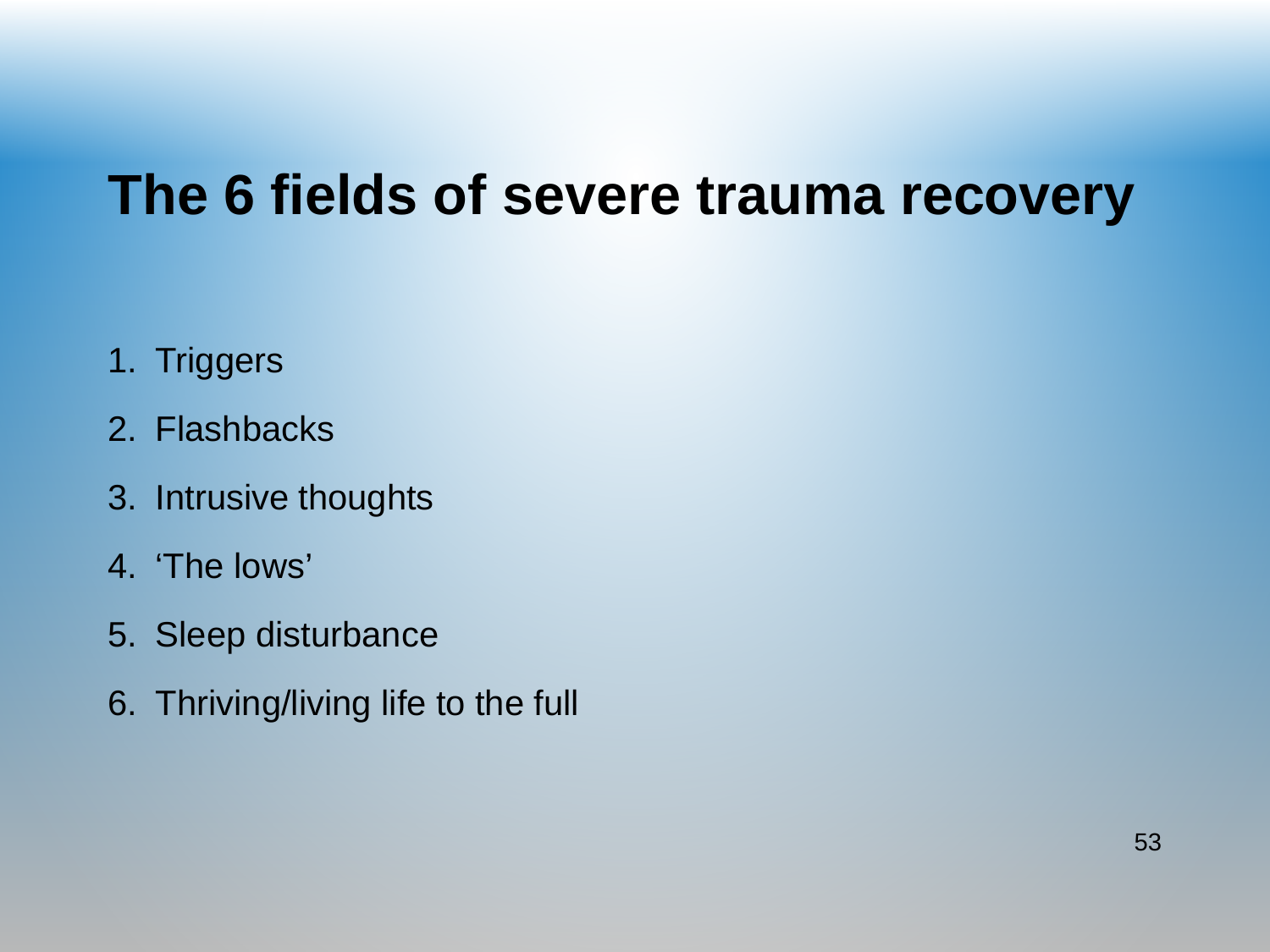# The 6 fields of severe trauma recovery

1. Triggers
2. Flashbacks
3. Intrusive thoughts
4. 'The lows'
5. Sleep disturbance
6. Thriving/living life to the full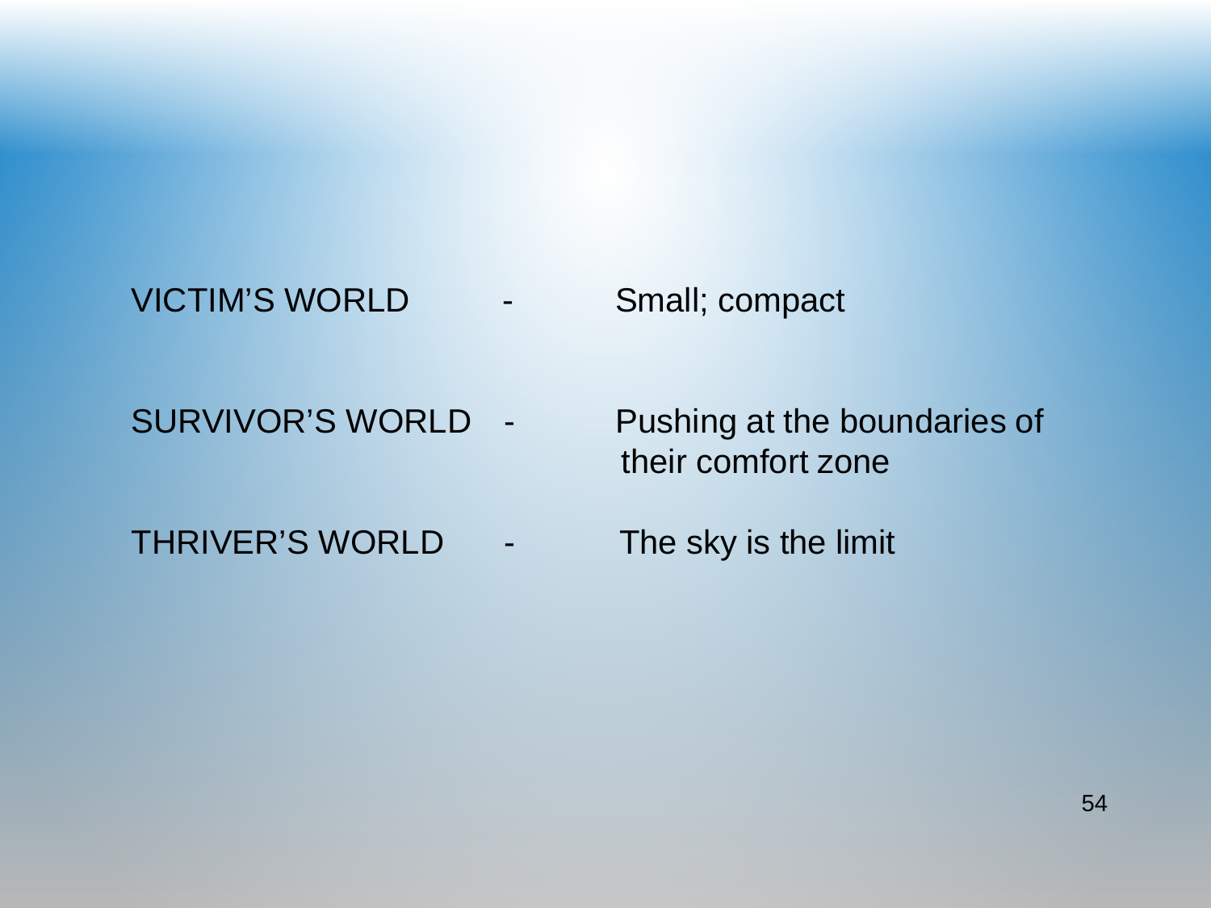| | | |
|---|---|---|
| VICTIM'S WORLD | - | Small; compact |
| SURVIVOR'S WORLD | - | Pushing at the boundaries of their comfort zone |
| THRIVER'S WORLD | - | The sky is the limit |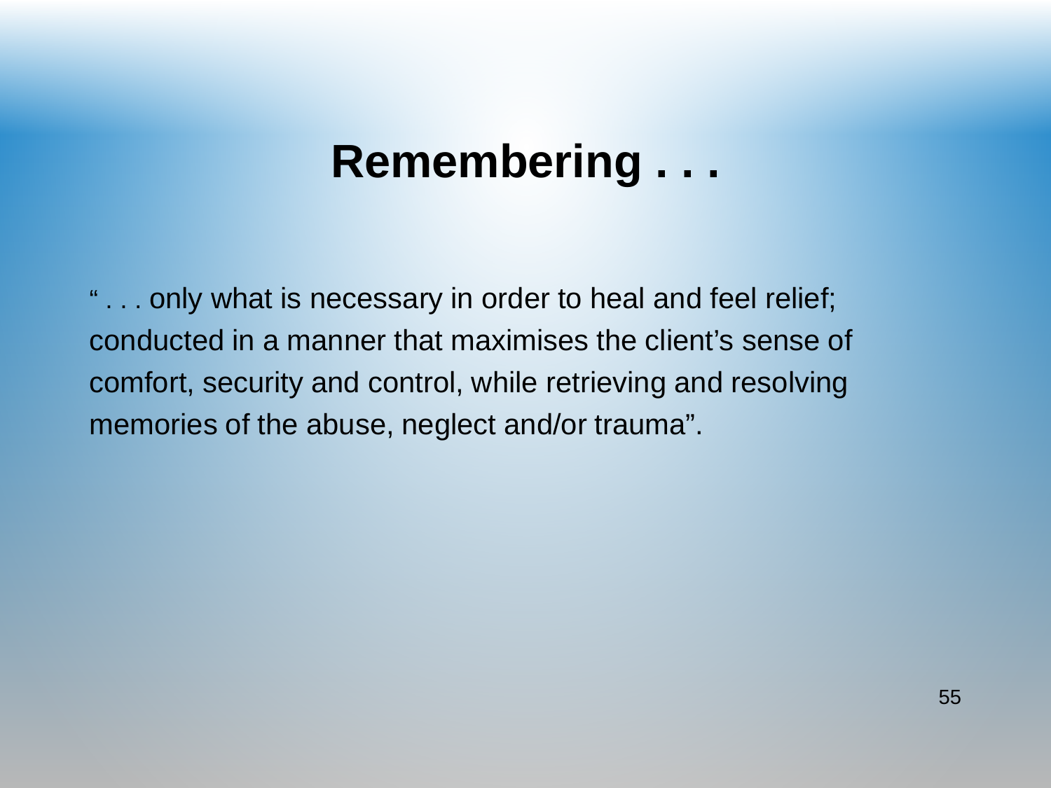# Remembering . . .

" . . . only what is necessary in order to heal and feel relief; conducted in a manner that maximises the client's sense of comfort, security and control, while retrieving and resolving memories of the abuse, neglect and/or trauma".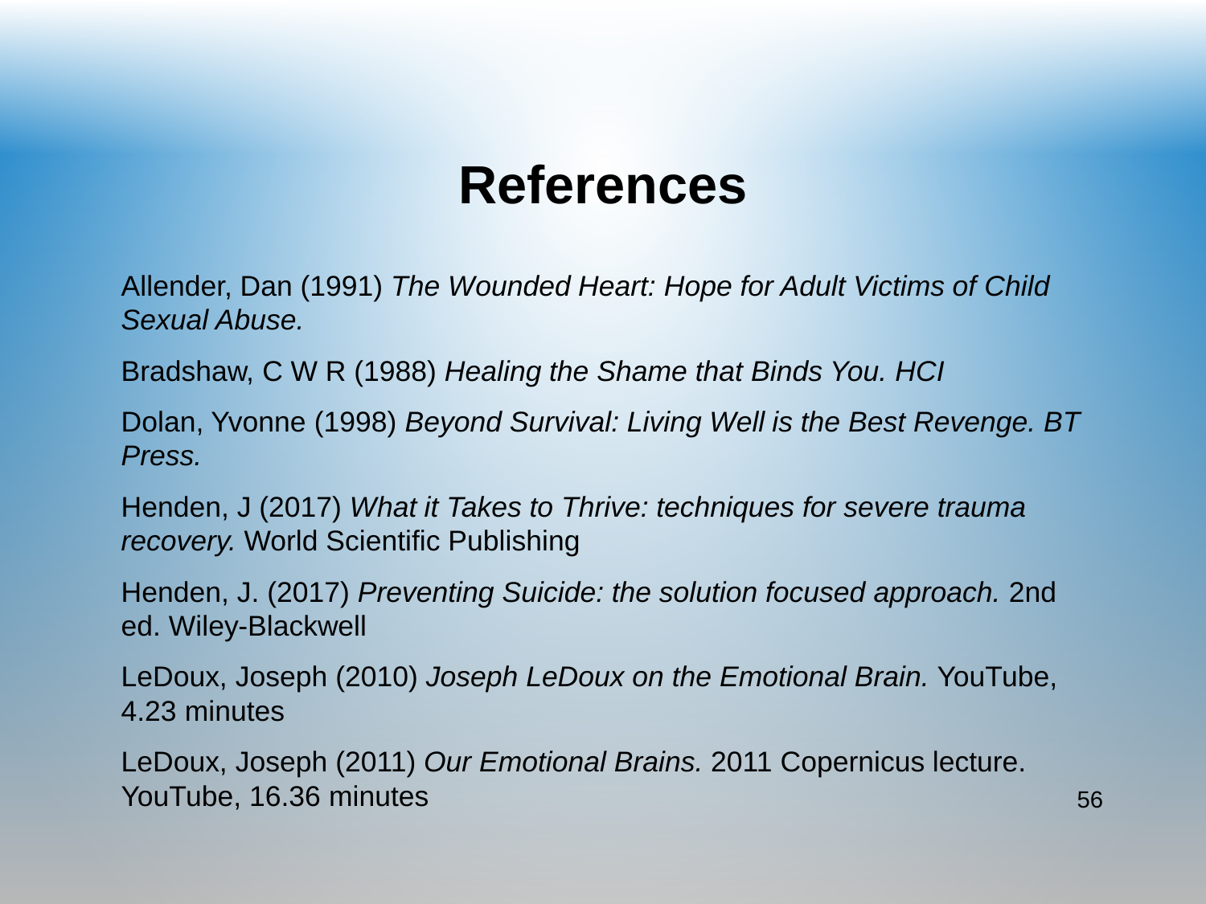# References

Allender, Dan (1991) *The Wounded Heart: Hope for Adult Victims of Child Sexual Abuse.*

Bradshaw, C W R (1988) *Healing the Shame that Binds You. HCI*

Dolan, Yvonne (1998) *Beyond Survival: Living Well is the Best Revenge. BT Press.*

Henden, J (2017) *What it Takes to Thrive: techniques for severe trauma recovery.* World Scientific Publishing

Henden, J. (2017) *Preventing Suicide: the solution focused approach.* 2nd ed. Wiley-Blackwell

LeDoux, Joseph (2010) *Joseph LeDoux on the Emotional Brain.* YouTube, 4.23 minutes

LeDoux, Joseph (2011) *Our Emotional Brains.* 2011 Copernicus lecture. YouTube, 16.36 minutes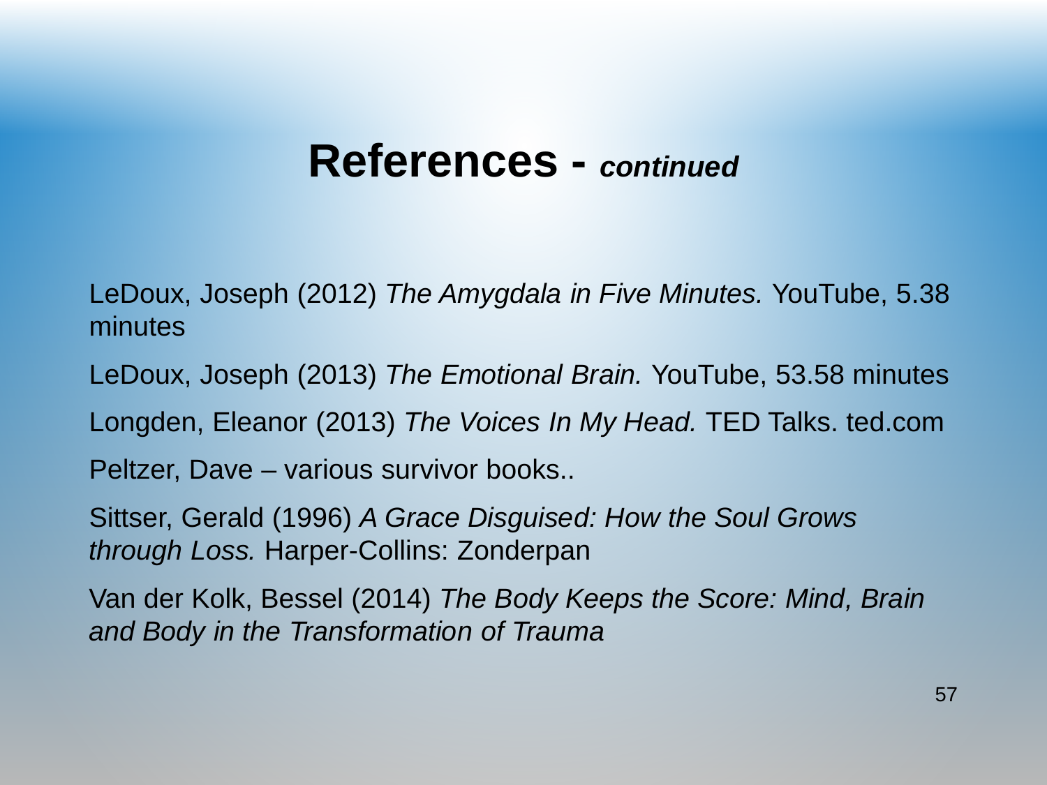# References - *continued*

LeDoux, Joseph (2012) *The Amygdala in Five Minutes.* YouTube, 5.38 minutes

LeDoux, Joseph (2013) *The Emotional Brain.* YouTube, 53.58 minutes

Longden, Eleanor (2013) *The Voices In My Head.* TED Talks. ted.com

Peltzer, Dave – various survivor books..

Sittser, Gerald (1996) *A Grace Disguised: How the Soul Grows through Loss.* Harper-Collins: Zonderpan

Van der Kolk, Bessel (2014) *The Body Keeps the Score: Mind, Brain and Body in the Transformation of Trauma*